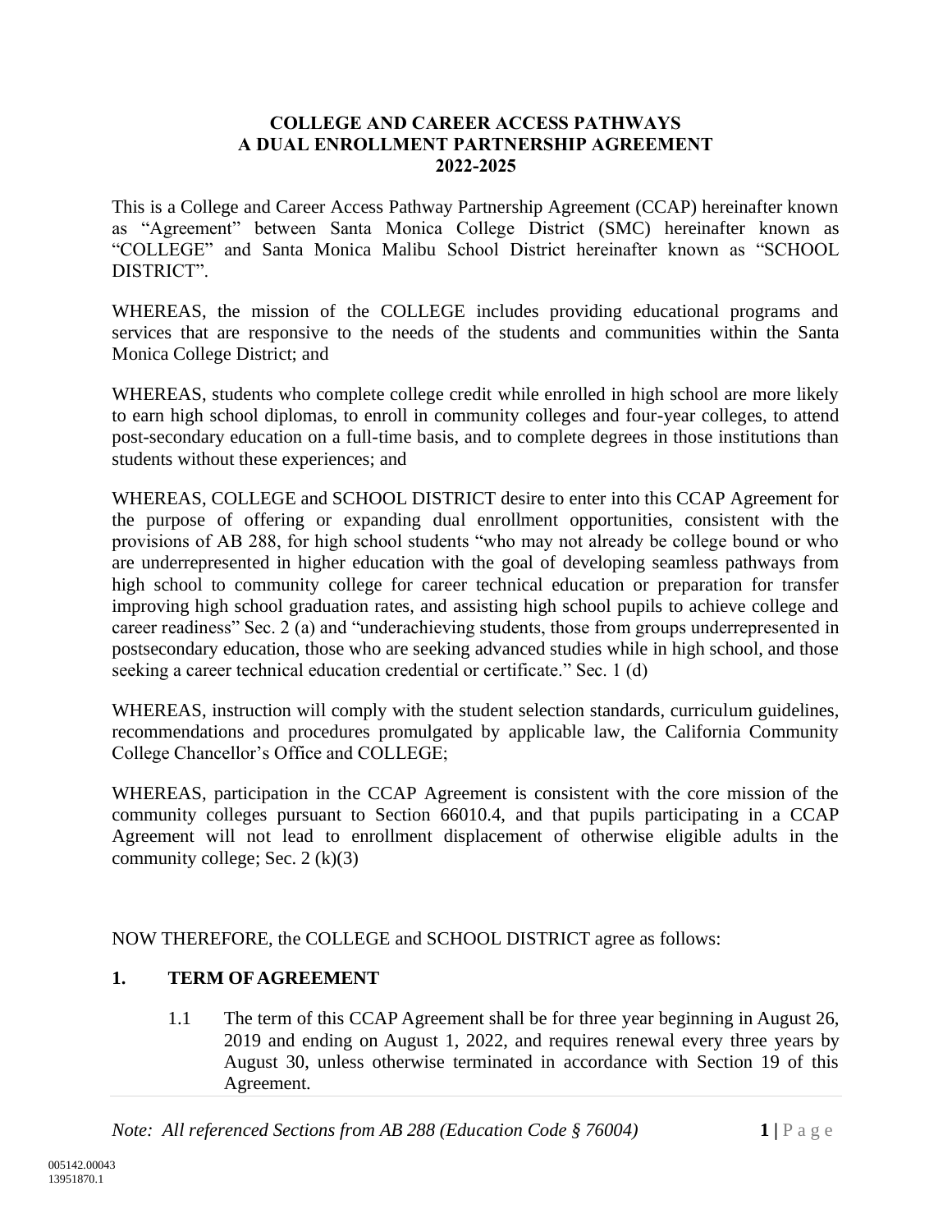# COLLEGE AND CAREER ACCESS PATHWAYS
# A DUAL ENROLLMENT PARTNERSHIP AGREEMENT
# 2022-2025

This is a College and Career Access Pathway Partnership Agreement (CCAP) hereinafter known as "Agreement" between Santa Monica College District (SMC) hereinafter known as "COLLEGE" and Santa Monica Malibu School District hereinafter known as "SCHOOL DISTRICT".

WHEREAS, the mission of the COLLEGE includes providing educational programs and services that are responsive to the needs of the students and communities within the Santa Monica College District; and

WHEREAS, students who complete college credit while enrolled in high school are more likely to earn high school diplomas, to enroll in community colleges and four-year colleges, to attend post-secondary education on a full-time basis, and to complete degrees in those institutions than students without these experiences; and

WHEREAS, COLLEGE and SCHOOL DISTRICT desire to enter into this CCAP Agreement for the purpose of offering or expanding dual enrollment opportunities, consistent with the provisions of AB 288, for high school students "who may not already be college bound or who are underrepresented in higher education with the goal of developing seamless pathways from high school to community college for career technical education or preparation for transfer improving high school graduation rates, and assisting high school pupils to achieve college and career readiness" Sec. 2 (a) and "underachieving students, those from groups underrepresented in postsecondary education, those who are seeking advanced studies while in high school, and those seeking a career technical education credential or certificate." Sec. 1 (d)

WHEREAS, instruction will comply with the student selection standards, curriculum guidelines, recommendations and procedures promulgated by applicable law, the California Community College Chancellor's Office and COLLEGE;

WHEREAS, participation in the CCAP Agreement is consistent with the core mission of the community colleges pursuant to Section 66010.4, and that pupils participating in a CCAP Agreement will not lead to enrollment displacement of otherwise eligible adults in the community college; Sec. 2 (k)(3)

NOW THEREFORE, the COLLEGE and SCHOOL DISTRICT agree as follows:

## 1. TERM OF AGREEMENT

1.1 The term of this CCAP Agreement shall be for three year beginning in August 26, 2019 and ending on August 1, 2022, and requires renewal every three years by August 30, unless otherwise terminated in accordance with Section 19 of this Agreement.

*Note: All referenced Sections from AB 288 (Education Code § 76004)*

005142.00043
13951870.1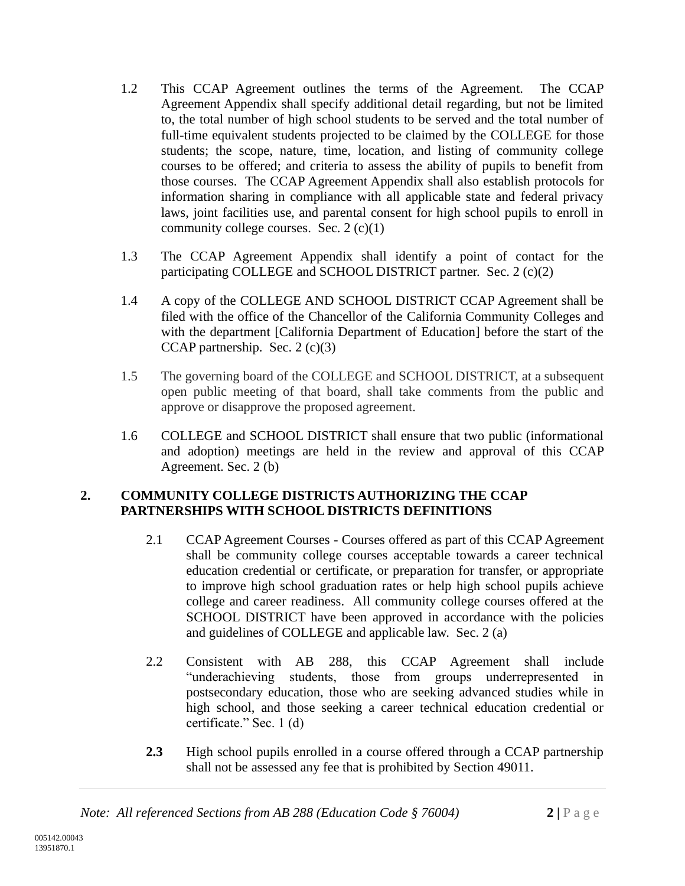1.2 This CCAP Agreement outlines the terms of the Agreement. The CCAP Agreement Appendix shall specify additional detail regarding, but not be limited to, the total number of high school students to be served and the total number of full-time equivalent students projected to be claimed by the COLLEGE for those students; the scope, nature, time, location, and listing of community college courses to be offered; and criteria to assess the ability of pupils to benefit from those courses. The CCAP Agreement Appendix shall also establish protocols for information sharing in compliance with all applicable state and federal privacy laws, joint facilities use, and parental consent for high school pupils to enroll in community college courses. Sec. 2 (c)(1)

1.3 The CCAP Agreement Appendix shall identify a point of contact for the participating COLLEGE and SCHOOL DISTRICT partner. Sec. 2 (c)(2)

1.4 A copy of the COLLEGE AND SCHOOL DISTRICT CCAP Agreement shall be filed with the office of the Chancellor of the California Community Colleges and with the department [California Department of Education] before the start of the CCAP partnership. Sec. 2 (c)(3)

1.5 The governing board of the COLLEGE and SCHOOL DISTRICT, at a subsequent open public meeting of that board, shall take comments from the public and approve or disapprove the proposed agreement.

1.6 COLLEGE and SCHOOL DISTRICT shall ensure that two public (informational and adoption) meetings are held in the review and approval of this CCAP Agreement. Sec. 2 (b)

## 2. COMMUNITY COLLEGE DISTRICTS AUTHORIZING THE CCAP PARTNERSHIPS WITH SCHOOL DISTRICTS DEFINITIONS

2.1 CCAP Agreement Courses - Courses offered as part of this CCAP Agreement shall be community college courses acceptable towards a career technical education credential or certificate, or preparation for transfer, or appropriate to improve high school graduation rates or help high school pupils achieve college and career readiness. All community college courses offered at the SCHOOL DISTRICT have been approved in accordance with the policies and guidelines of COLLEGE and applicable law. Sec. 2 (a)

2.2 Consistent with AB 288, this CCAP Agreement shall include "underachieving students, those from groups underrepresented in postsecondary education, those who are seeking advanced studies while in high school, and those seeking a career technical education credential or certificate." Sec. 1 (d)

**2.3** High school pupils enrolled in a course offered through a CCAP partnership shall not be assessed any fee that is prohibited by Section 49011.

*Note: All referenced Sections from AB 288 (Education Code § 76004)*

005142.00043
13951870.1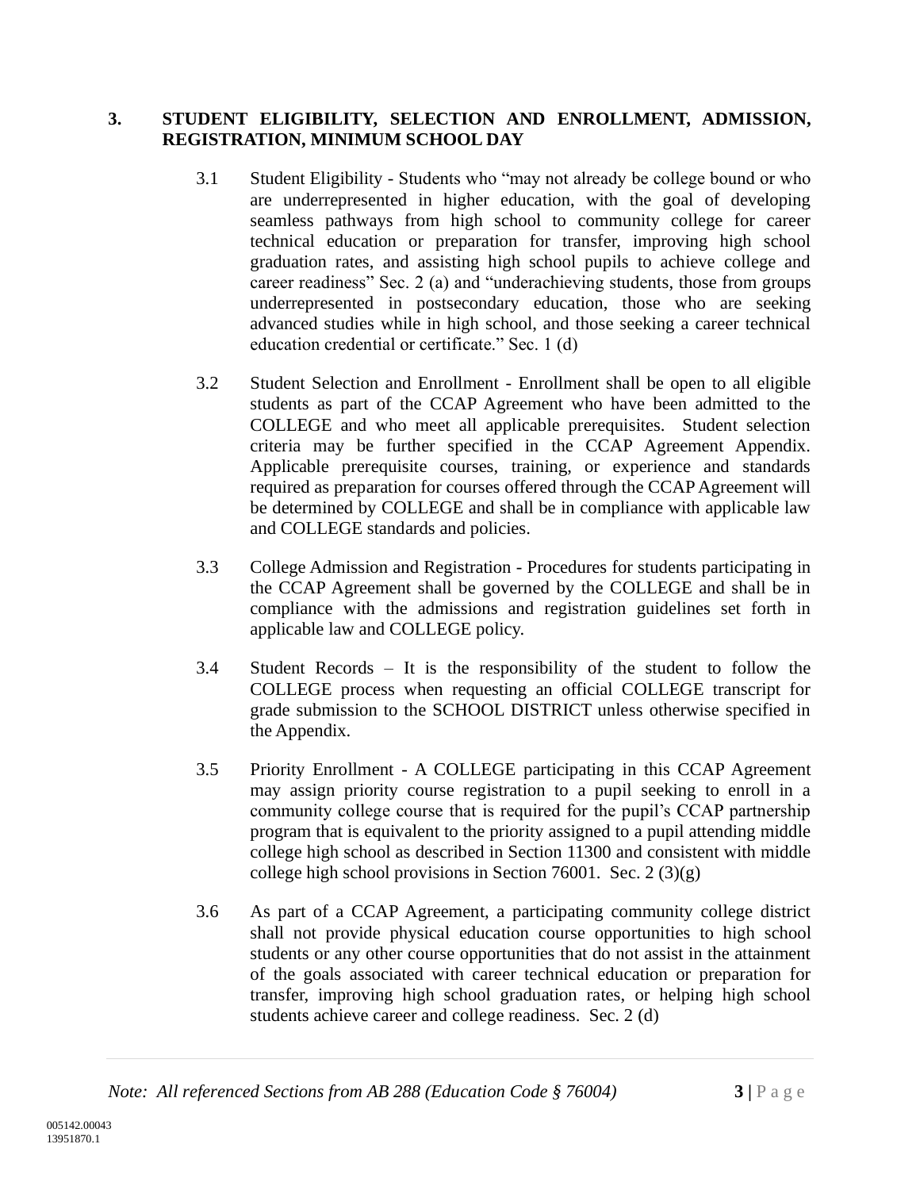**3. STUDENT ELIGIBILITY, SELECTION AND ENROLLMENT, ADMISSION, REGISTRATION, MINIMUM SCHOOL DAY**

3.1 Student Eligibility - Students who "may not already be college bound or who are underrepresented in higher education, with the goal of developing seamless pathways from high school to community college for career technical education or preparation for transfer, improving high school graduation rates, and assisting high school pupils to achieve college and career readiness" Sec. 2 (a) and "underachieving students, those from groups underrepresented in postsecondary education, those who are seeking advanced studies while in high school, and those seeking a career technical education credential or certificate." Sec. 1 (d)

3.2 Student Selection and Enrollment - Enrollment shall be open to all eligible students as part of the CCAP Agreement who have been admitted to the COLLEGE and who meet all applicable prerequisites. Student selection criteria may be further specified in the CCAP Agreement Appendix. Applicable prerequisite courses, training, or experience and standards required as preparation for courses offered through the CCAP Agreement will be determined by COLLEGE and shall be in compliance with applicable law and COLLEGE standards and policies.

3.3 College Admission and Registration - Procedures for students participating in the CCAP Agreement shall be governed by the COLLEGE and shall be in compliance with the admissions and registration guidelines set forth in applicable law and COLLEGE policy.

3.4 Student Records – It is the responsibility of the student to follow the COLLEGE process when requesting an official COLLEGE transcript for grade submission to the SCHOOL DISTRICT unless otherwise specified in the Appendix.

3.5 Priority Enrollment - A COLLEGE participating in this CCAP Agreement may assign priority course registration to a pupil seeking to enroll in a community college course that is required for the pupil's CCAP partnership program that is equivalent to the priority assigned to a pupil attending middle college high school as described in Section 11300 and consistent with middle college high school provisions in Section 76001. Sec. 2 (3)(g)

3.6 As part of a CCAP Agreement, a participating community college district shall not provide physical education course opportunities to high school students or any other course opportunities that do not assist in the attainment of the goals associated with career technical education or preparation for transfer, improving high school graduation rates, or helping high school students achieve career and college readiness. Sec. 2 (d)

*Note: All referenced Sections from AB 288 (Education Code § 76004)*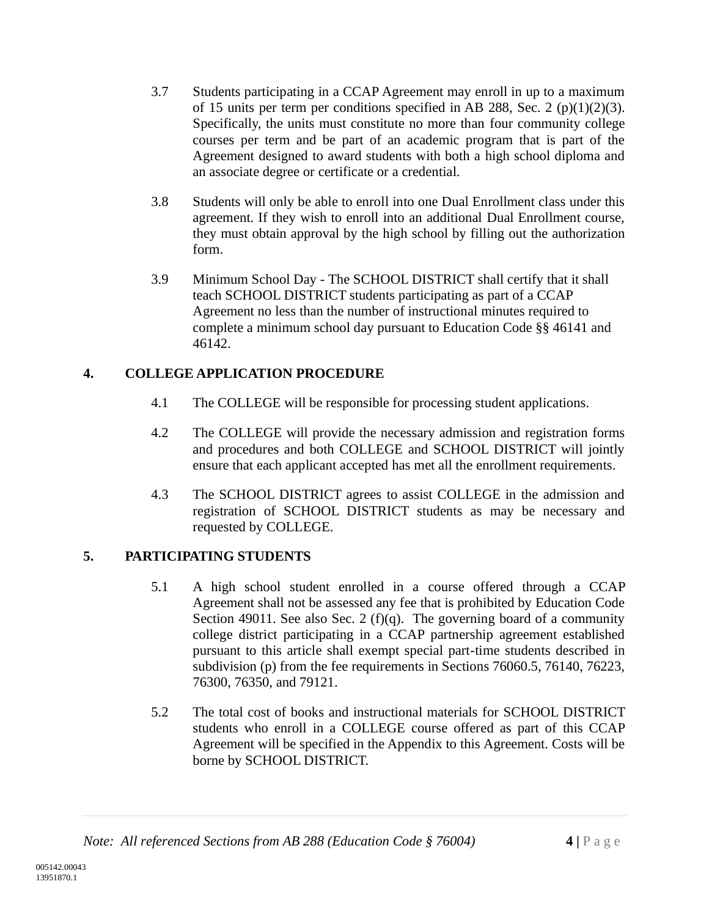3.7 Students participating in a CCAP Agreement may enroll in up to a maximum of 15 units per term per conditions specified in AB 288, Sec. 2 (p)(1)(2)(3). Specifically, the units must constitute no more than four community college courses per term and be part of an academic program that is part of the Agreement designed to award students with both a high school diploma and an associate degree or certificate or a credential.

3.8 Students will only be able to enroll into one Dual Enrollment class under this agreement. If they wish to enroll into an additional Dual Enrollment course, they must obtain approval by the high school by filling out the authorization form.

3.9 Minimum School Day - The SCHOOL DISTRICT shall certify that it shall teach SCHOOL DISTRICT students participating as part of a CCAP Agreement no less than the number of instructional minutes required to complete a minimum school day pursuant to Education Code §§ 46141 and 46142.

## 4. COLLEGE APPLICATION PROCEDURE

4.1 The COLLEGE will be responsible for processing student applications.

4.2 The COLLEGE will provide the necessary admission and registration forms and procedures and both COLLEGE and SCHOOL DISTRICT will jointly ensure that each applicant accepted has met all the enrollment requirements.

4.3 The SCHOOL DISTRICT agrees to assist COLLEGE in the admission and registration of SCHOOL DISTRICT students as may be necessary and requested by COLLEGE.

## 5. PARTICIPATING STUDENTS

5.1 A high school student enrolled in a course offered through a CCAP Agreement shall not be assessed any fee that is prohibited by Education Code Section 49011. See also Sec. 2 (f)(q). The governing board of a community college district participating in a CCAP partnership agreement established pursuant to this article shall exempt special part-time students described in subdivision (p) from the fee requirements in Sections 76060.5, 76140, 76223, 76300, 76350, and 79121.

5.2 The total cost of books and instructional materials for SCHOOL DISTRICT students who enroll in a COLLEGE course offered as part of this CCAP Agreement will be specified in the Appendix to this Agreement. Costs will be borne by SCHOOL DISTRICT.

*Note: All referenced Sections from AB 288 (Education Code § 76004)*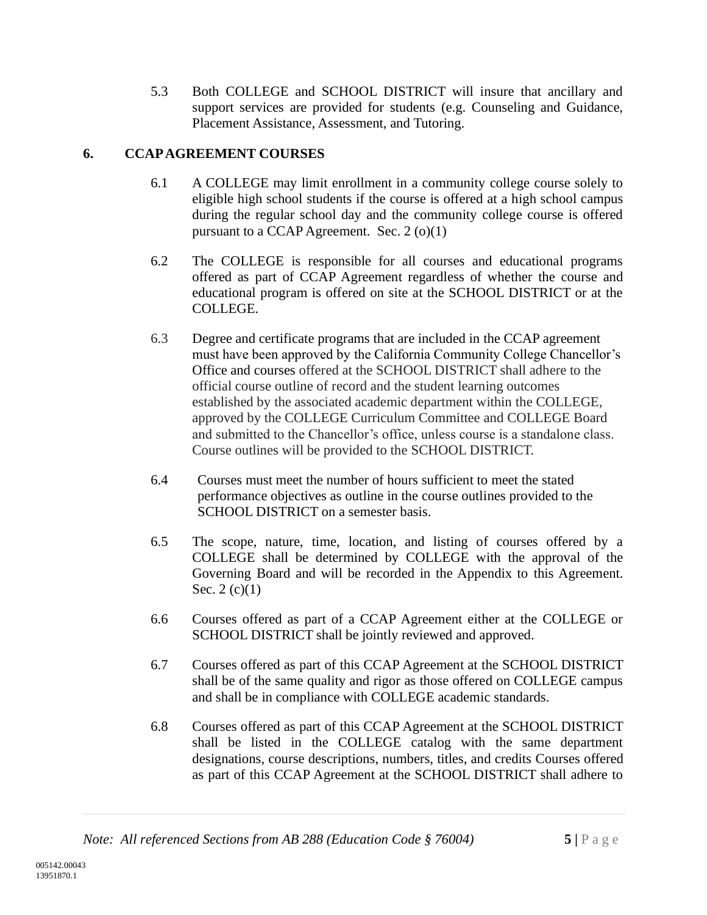5.3 Both COLLEGE and SCHOOL DISTRICT will insure that ancillary and support services are provided for students (e.g. Counseling and Guidance, Placement Assistance, Assessment, and Tutoring.

## 6. CCAP AGREEMENT COURSES

6.1 A COLLEGE may limit enrollment in a community college course solely to eligible high school students if the course is offered at a high school campus during the regular school day and the community college course is offered pursuant to a CCAP Agreement. Sec. 2 (o)(1)

6.2 The COLLEGE is responsible for all courses and educational programs offered as part of CCAP Agreement regardless of whether the course and educational program is offered on site at the SCHOOL DISTRICT or at the COLLEGE.

6.3 Degree and certificate programs that are included in the CCAP agreement must have been approved by the California Community College Chancellor's Office and courses offered at the SCHOOL DISTRICT shall adhere to the official course outline of record and the student learning outcomes established by the associated academic department within the COLLEGE, approved by the COLLEGE Curriculum Committee and COLLEGE Board and submitted to the Chancellor's office, unless course is a standalone class. Course outlines will be provided to the SCHOOL DISTRICT.

6.4 Courses must meet the number of hours sufficient to meet the stated performance objectives as outline in the course outlines provided to the SCHOOL DISTRICT on a semester basis.

6.5 The scope, nature, time, location, and listing of courses offered by a COLLEGE shall be determined by COLLEGE with the approval of the Governing Board and will be recorded in the Appendix to this Agreement. Sec. 2 (c)(1)

6.6 Courses offered as part of a CCAP Agreement either at the COLLEGE or SCHOOL DISTRICT shall be jointly reviewed and approved.

6.7 Courses offered as part of this CCAP Agreement at the SCHOOL DISTRICT shall be of the same quality and rigor as those offered on COLLEGE campus and shall be in compliance with COLLEGE academic standards.

6.8 Courses offered as part of this CCAP Agreement at the SCHOOL DISTRICT shall be listed in the COLLEGE catalog with the same department designations, course descriptions, numbers, titles, and credits Courses offered as part of this CCAP Agreement at the SCHOOL DISTRICT shall adhere to

*Note: All referenced Sections from AB 288 (Education Code § 76004)*

005142.00043
13951870.1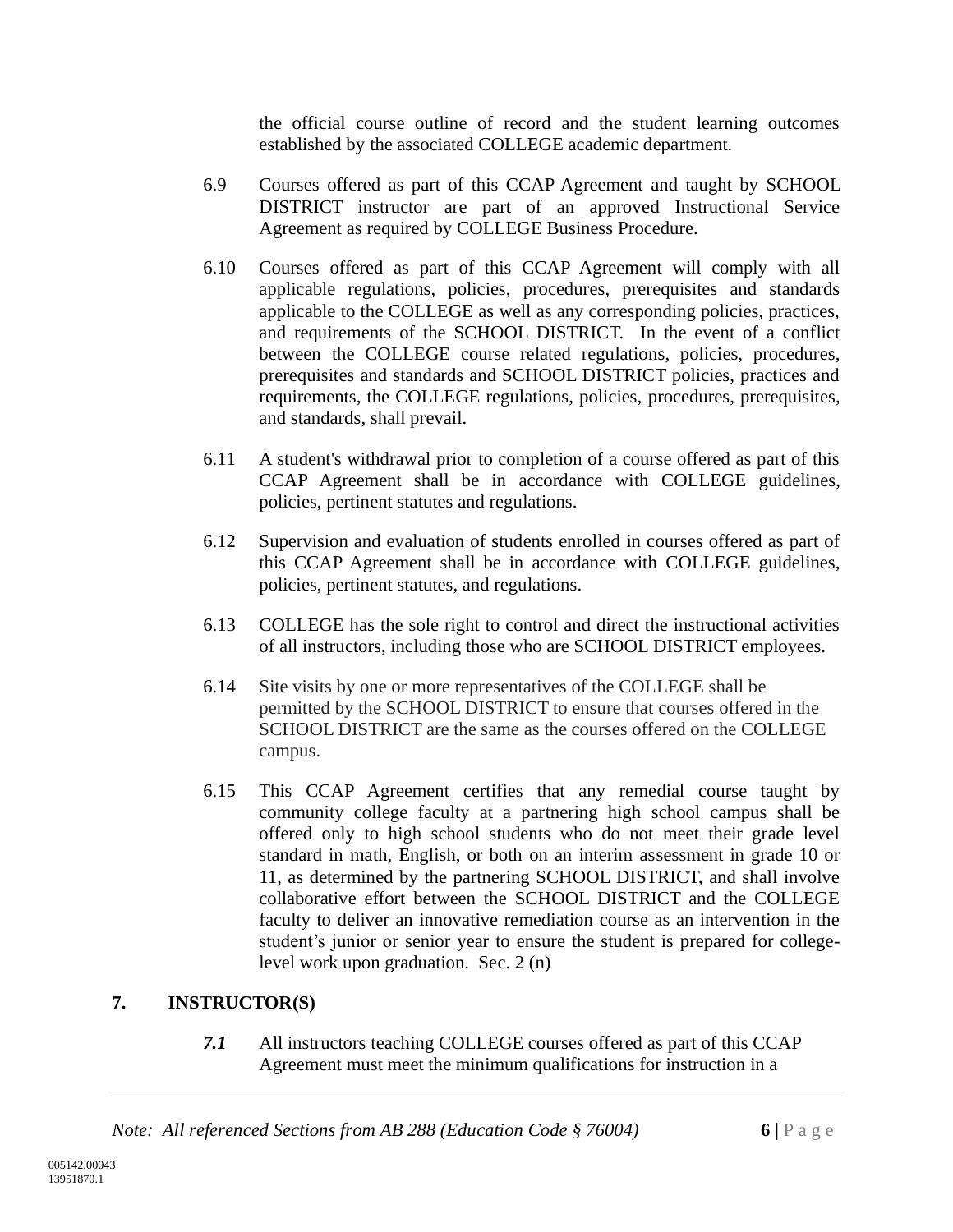the official course outline of record and the student learning outcomes established by the associated COLLEGE academic department.

6.9 Courses offered as part of this CCAP Agreement and taught by SCHOOL DISTRICT instructor are part of an approved Instructional Service Agreement as required by COLLEGE Business Procedure.

6.10 Courses offered as part of this CCAP Agreement will comply with all applicable regulations, policies, procedures, prerequisites and standards applicable to the COLLEGE as well as any corresponding policies, practices, and requirements of the SCHOOL DISTRICT. In the event of a conflict between the COLLEGE course related regulations, policies, procedures, prerequisites and standards and SCHOOL DISTRICT policies, practices and requirements, the COLLEGE regulations, policies, procedures, prerequisites, and standards, shall prevail.

6.11 A student's withdrawal prior to completion of a course offered as part of this CCAP Agreement shall be in accordance with COLLEGE guidelines, policies, pertinent statutes and regulations.

6.12 Supervision and evaluation of students enrolled in courses offered as part of this CCAP Agreement shall be in accordance with COLLEGE guidelines, policies, pertinent statutes, and regulations.

6.13 COLLEGE has the sole right to control and direct the instructional activities of all instructors, including those who are SCHOOL DISTRICT employees.

6.14 Site visits by one or more representatives of the COLLEGE shall be permitted by the SCHOOL DISTRICT to ensure that courses offered in the SCHOOL DISTRICT are the same as the courses offered on the COLLEGE campus.

6.15 This CCAP Agreement certifies that any remedial course taught by community college faculty at a partnering high school campus shall be offered only to high school students who do not meet their grade level standard in math, English, or both on an interim assessment in grade 10 or 11, as determined by the partnering SCHOOL DISTRICT, and shall involve collaborative effort between the SCHOOL DISTRICT and the COLLEGE faculty to deliver an innovative remediation course as an intervention in the student's junior or senior year to ensure the student is prepared for college-level work upon graduation. Sec. 2 (n)

## 7. INSTRUCTOR(S)

***7.1*** All instructors teaching COLLEGE courses offered as part of this CCAP Agreement must meet the minimum qualifications for instruction in a

*Note: All referenced Sections from AB 288 (Education Code § 76004)*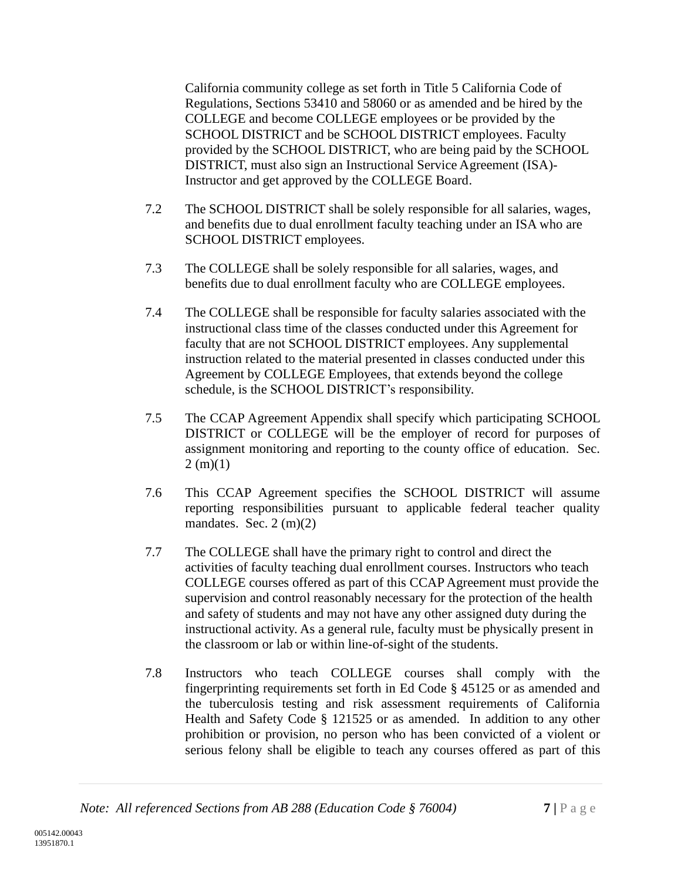California community college as set forth in Title 5 California Code of Regulations, Sections 53410 and 58060 or as amended and be hired by the COLLEGE and become COLLEGE employees or be provided by the SCHOOL DISTRICT and be SCHOOL DISTRICT employees. Faculty provided by the SCHOOL DISTRICT, who are being paid by the SCHOOL DISTRICT, must also sign an Instructional Service Agreement (ISA)-Instructor and get approved by the COLLEGE Board.

7.2 The SCHOOL DISTRICT shall be solely responsible for all salaries, wages, and benefits due to dual enrollment faculty teaching under an ISA who are SCHOOL DISTRICT employees.

7.3 The COLLEGE shall be solely responsible for all salaries, wages, and benefits due to dual enrollment faculty who are COLLEGE employees.

7.4 The COLLEGE shall be responsible for faculty salaries associated with the instructional class time of the classes conducted under this Agreement for faculty that are not SCHOOL DISTRICT employees. Any supplemental instruction related to the material presented in classes conducted under this Agreement by COLLEGE Employees, that extends beyond the college schedule, is the SCHOOL DISTRICT's responsibility.

7.5 The CCAP Agreement Appendix shall specify which participating SCHOOL DISTRICT or COLLEGE will be the employer of record for purposes of assignment monitoring and reporting to the county office of education. Sec. 2 (m)(1)

7.6 This CCAP Agreement specifies the SCHOOL DISTRICT will assume reporting responsibilities pursuant to applicable federal teacher quality mandates. Sec. 2 (m)(2)

7.7 The COLLEGE shall have the primary right to control and direct the activities of faculty teaching dual enrollment courses. Instructors who teach COLLEGE courses offered as part of this CCAP Agreement must provide the supervision and control reasonably necessary for the protection of the health and safety of students and may not have any other assigned duty during the instructional activity. As a general rule, faculty must be physically present in the classroom or lab or within line-of-sight of the students.

7.8 Instructors who teach COLLEGE courses shall comply with the fingerprinting requirements set forth in Ed Code § 45125 or as amended and the tuberculosis testing and risk assessment requirements of California Health and Safety Code § 121525 or as amended. In addition to any other prohibition or provision, no person who has been convicted of a violent or serious felony shall be eligible to teach any courses offered as part of this

*Note: All referenced Sections from AB 288 (Education Code § 76004)*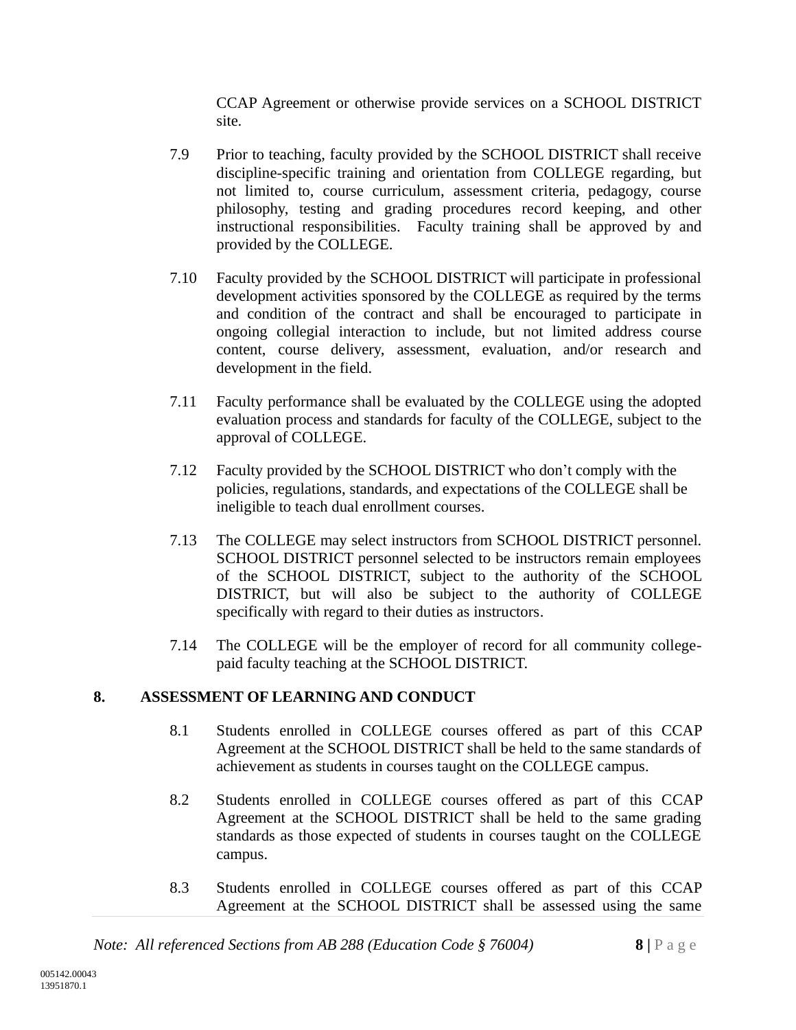CCAP Agreement or otherwise provide services on a SCHOOL DISTRICT site.

7.9 Prior to teaching, faculty provided by the SCHOOL DISTRICT shall receive discipline-specific training and orientation from COLLEGE regarding, but not limited to, course curriculum, assessment criteria, pedagogy, course philosophy, testing and grading procedures record keeping, and other instructional responsibilities. Faculty training shall be approved by and provided by the COLLEGE.

7.10 Faculty provided by the SCHOOL DISTRICT will participate in professional development activities sponsored by the COLLEGE as required by the terms and condition of the contract and shall be encouraged to participate in ongoing collegial interaction to include, but not limited address course content, course delivery, assessment, evaluation, and/or research and development in the field.

7.11 Faculty performance shall be evaluated by the COLLEGE using the adopted evaluation process and standards for faculty of the COLLEGE, subject to the approval of COLLEGE.

7.12 Faculty provided by the SCHOOL DISTRICT who don't comply with the policies, regulations, standards, and expectations of the COLLEGE shall be ineligible to teach dual enrollment courses.

7.13 The COLLEGE may select instructors from SCHOOL DISTRICT personnel. SCHOOL DISTRICT personnel selected to be instructors remain employees of the SCHOOL DISTRICT, subject to the authority of the SCHOOL DISTRICT, but will also be subject to the authority of COLLEGE specifically with regard to their duties as instructors.

7.14 The COLLEGE will be the employer of record for all community college-paid faculty teaching at the SCHOOL DISTRICT.

**8. ASSESSMENT OF LEARNING AND CONDUCT**

8.1 Students enrolled in COLLEGE courses offered as part of this CCAP Agreement at the SCHOOL DISTRICT shall be held to the same standards of achievement as students in courses taught on the COLLEGE campus.

8.2 Students enrolled in COLLEGE courses offered as part of this CCAP Agreement at the SCHOOL DISTRICT shall be held to the same grading standards as those expected of students in courses taught on the COLLEGE campus.

8.3 Students enrolled in COLLEGE courses offered as part of this CCAP Agreement at the SCHOOL DISTRICT shall be assessed using the same

*Note: All referenced Sections from AB 288 (Education Code § 76004)*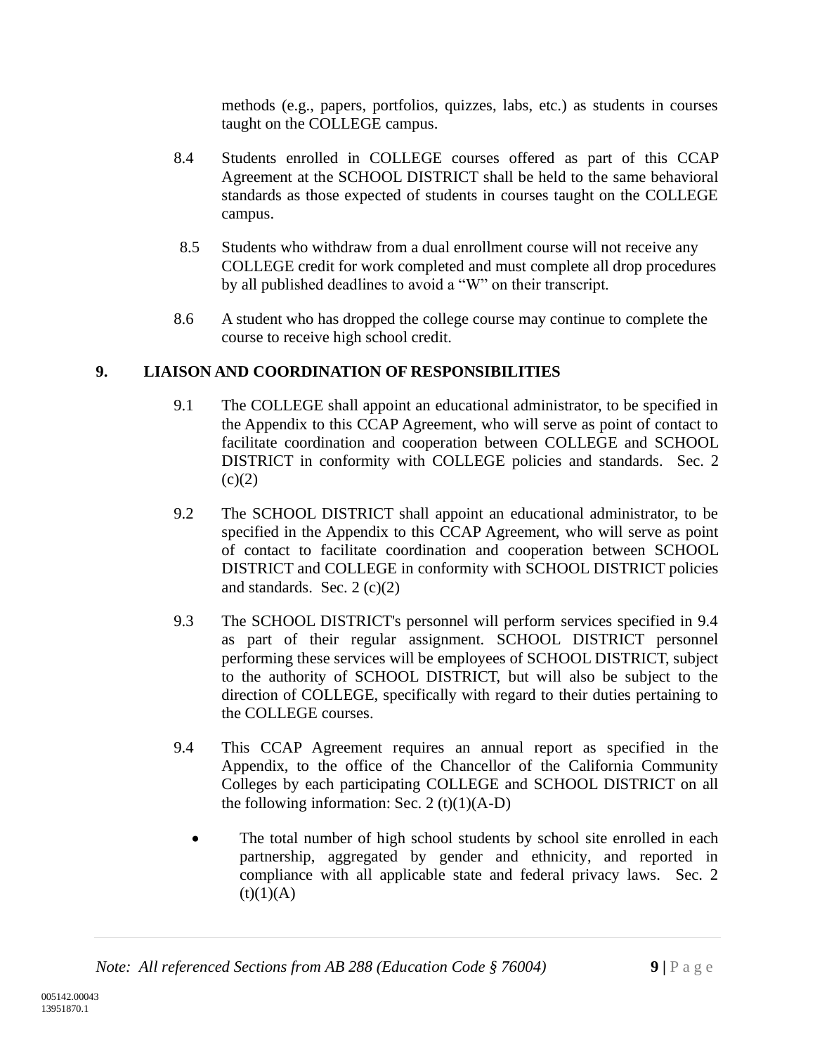methods (e.g., papers, portfolios, quizzes, labs, etc.) as students in courses taught on the COLLEGE campus.

8.4 Students enrolled in COLLEGE courses offered as part of this CCAP Agreement at the SCHOOL DISTRICT shall be held to the same behavioral standards as those expected of students in courses taught on the COLLEGE campus.

8.5 Students who withdraw from a dual enrollment course will not receive any COLLEGE credit for work completed and must complete all drop procedures by all published deadlines to avoid a "W" on their transcript.

8.6 A student who has dropped the college course may continue to complete the course to receive high school credit.

## 9. LIAISON AND COORDINATION OF RESPONSIBILITIES

9.1 The COLLEGE shall appoint an educational administrator, to be specified in the Appendix to this CCAP Agreement, who will serve as point of contact to facilitate coordination and cooperation between COLLEGE and SCHOOL DISTRICT in conformity with COLLEGE policies and standards. Sec. 2 (c)(2)

9.2 The SCHOOL DISTRICT shall appoint an educational administrator, to be specified in the Appendix to this CCAP Agreement, who will serve as point of contact to facilitate coordination and cooperation between SCHOOL DISTRICT and COLLEGE in conformity with SCHOOL DISTRICT policies and standards. Sec. 2 (c)(2)

9.3 The SCHOOL DISTRICT's personnel will perform services specified in 9.4 as part of their regular assignment. SCHOOL DISTRICT personnel performing these services will be employees of SCHOOL DISTRICT, subject to the authority of SCHOOL DISTRICT, but will also be subject to the direction of COLLEGE, specifically with regard to their duties pertaining to the COLLEGE courses.

9.4 This CCAP Agreement requires an annual report as specified in the Appendix, to the office of the Chancellor of the California Community Colleges by each participating COLLEGE and SCHOOL DISTRICT on all the following information: Sec. 2 (t)(1)(A-D)

- The total number of high school students by school site enrolled in each partnership, aggregated by gender and ethnicity, and reported in compliance with all applicable state and federal privacy laws. Sec. 2 (t)(1)(A)

*Note: All referenced Sections from AB 288 (Education Code § 76004)*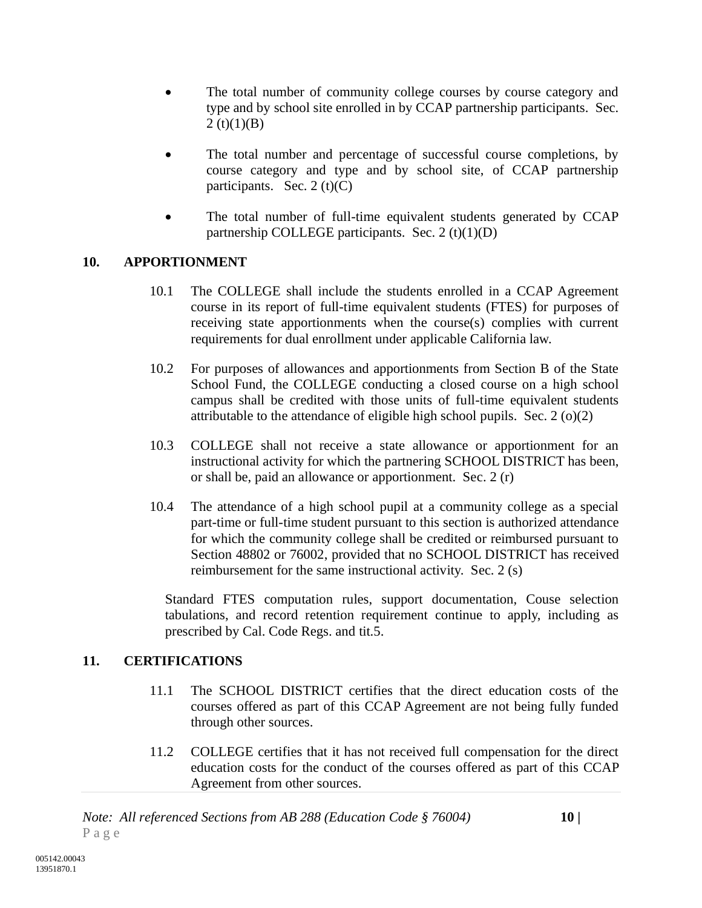- The total number of community college courses by course category and type and by school site enrolled in by CCAP partnership participants. Sec. 2 (t)(1)(B)

- The total number and percentage of successful course completions, by course category and type and by school site, of CCAP partnership participants. Sec. 2 (t)(C)

- The total number of full-time equivalent students generated by CCAP partnership COLLEGE participants. Sec. 2 (t)(1)(D)

## 10. APPORTIONMENT

10.1 The COLLEGE shall include the students enrolled in a CCAP Agreement course in its report of full-time equivalent students (FTES) for purposes of receiving state apportionments when the course(s) complies with current requirements for dual enrollment under applicable California law.

10.2 For purposes of allowances and apportionments from Section B of the State School Fund, the COLLEGE conducting a closed course on a high school campus shall be credited with those units of full-time equivalent students attributable to the attendance of eligible high school pupils. Sec. 2 (o)(2)

10.3 COLLEGE shall not receive a state allowance or apportionment for an instructional activity for which the partnering SCHOOL DISTRICT has been, or shall be, paid an allowance or apportionment. Sec. 2 (r)

10.4 The attendance of a high school pupil at a community college as a special part-time or full-time student pursuant to this section is authorized attendance for which the community college shall be credited or reimbursed pursuant to Section 48802 or 76002, provided that no SCHOOL DISTRICT has received reimbursement for the same instructional activity. Sec. 2 (s)

Standard FTES computation rules, support documentation, Couse selection tabulations, and record retention requirement continue to apply, including as prescribed by Cal. Code Regs. and tit.5.

## 11. CERTIFICATIONS

11.1 The SCHOOL DISTRICT certifies that the direct education costs of the courses offered as part of this CCAP Agreement are not being fully funded through other sources.

11.2 COLLEGE certifies that it has not received full compensation for the direct education costs for the conduct of the courses offered as part of this CCAP Agreement from other sources.

*Note: All referenced Sections from AB 288 (Education Code § 76004)*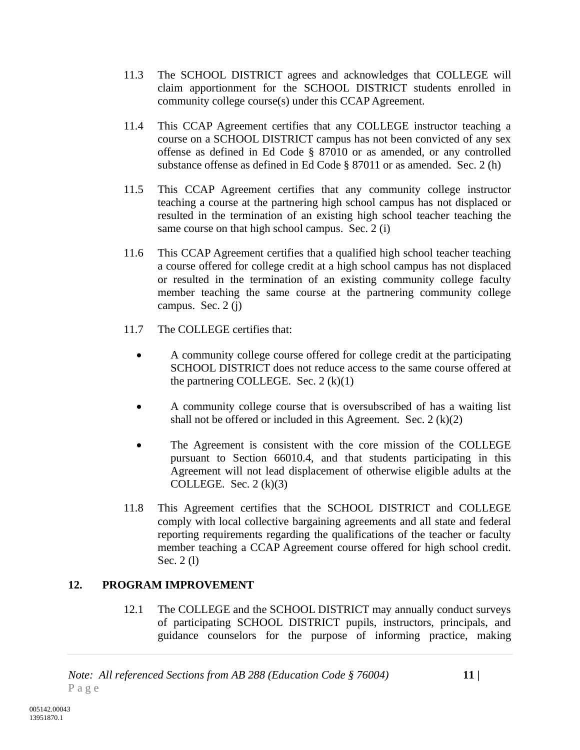11.3 The SCHOOL DISTRICT agrees and acknowledges that COLLEGE will claim apportionment for the SCHOOL DISTRICT students enrolled in community college course(s) under this CCAP Agreement.

11.4 This CCAP Agreement certifies that any COLLEGE instructor teaching a course on a SCHOOL DISTRICT campus has not been convicted of any sex offense as defined in Ed Code § 87010 or as amended, or any controlled substance offense as defined in Ed Code § 87011 or as amended. Sec. 2 (h)

11.5 This CCAP Agreement certifies that any community college instructor teaching a course at the partnering high school campus has not displaced or resulted in the termination of an existing high school teacher teaching the same course on that high school campus. Sec. 2 (i)

11.6 This CCAP Agreement certifies that a qualified high school teacher teaching a course offered for college credit at a high school campus has not displaced or resulted in the termination of an existing community college faculty member teaching the same course at the partnering community college campus. Sec. 2 (j)

11.7 The COLLEGE certifies that:

- A community college course offered for college credit at the participating SCHOOL DISTRICT does not reduce access to the same course offered at the partnering COLLEGE. Sec. 2 (k)(1)
- A community college course that is oversubscribed of has a waiting list shall not be offered or included in this Agreement. Sec. 2 (k)(2)
- The Agreement is consistent with the core mission of the COLLEGE pursuant to Section 66010.4, and that students participating in this Agreement will not lead displacement of otherwise eligible adults at the COLLEGE. Sec. 2 (k)(3)

11.8 This Agreement certifies that the SCHOOL DISTRICT and COLLEGE comply with local collective bargaining agreements and all state and federal reporting requirements regarding the qualifications of the teacher or faculty member teaching a CCAP Agreement course offered for high school credit. Sec. 2 (l)

## 12. PROGRAM IMPROVEMENT

12.1 The COLLEGE and the SCHOOL DISTRICT may annually conduct surveys of participating SCHOOL DISTRICT pupils, instructors, principals, and guidance counselors for the purpose of informing practice, making

*Note: All referenced Sections from AB 288 (Education Code § 76004)*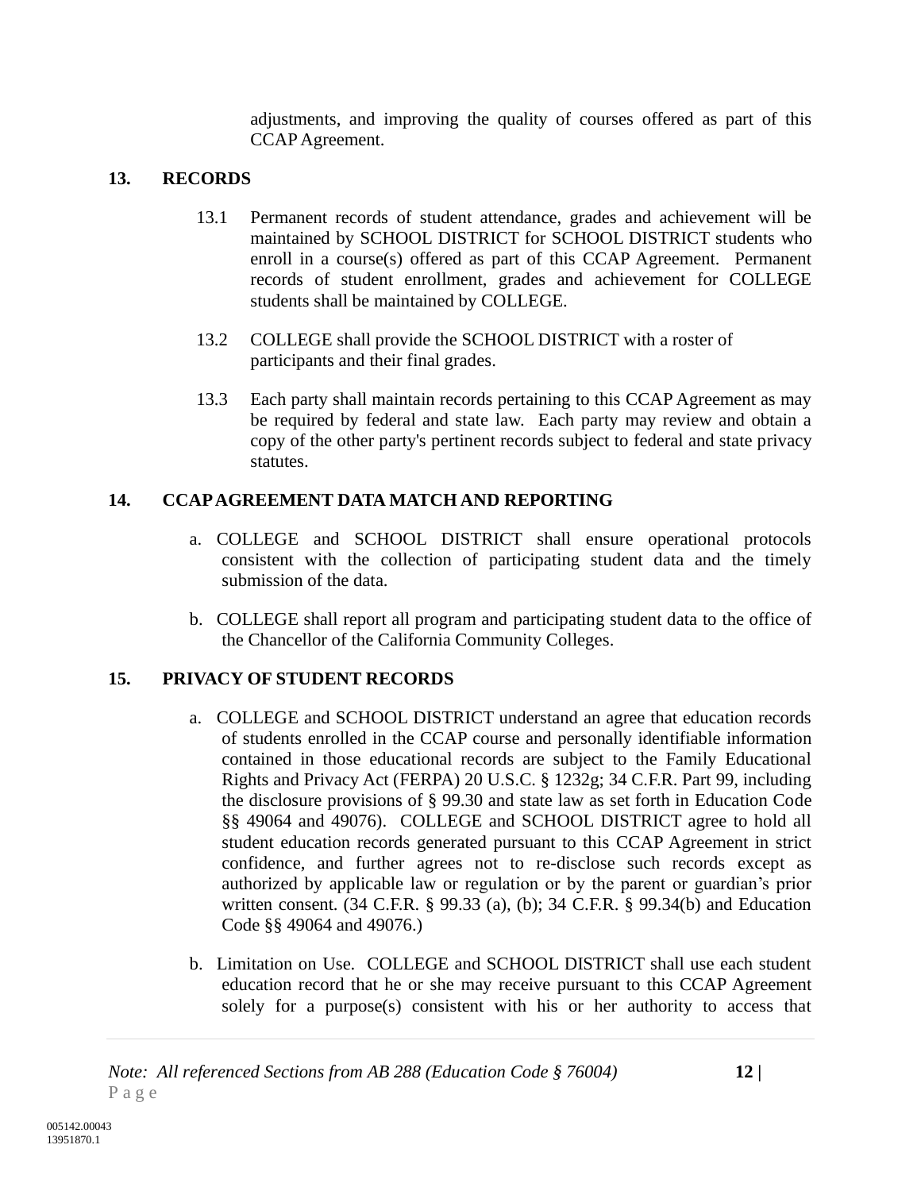adjustments, and improving the quality of courses offered as part of this CCAP Agreement.

## 13. RECORDS

13.1 Permanent records of student attendance, grades and achievement will be maintained by SCHOOL DISTRICT for SCHOOL DISTRICT students who enroll in a course(s) offered as part of this CCAP Agreement. Permanent records of student enrollment, grades and achievement for COLLEGE students shall be maintained by COLLEGE.

13.2 COLLEGE shall provide the SCHOOL DISTRICT with a roster of participants and their final grades.

13.3 Each party shall maintain records pertaining to this CCAP Agreement as may be required by federal and state law. Each party may review and obtain a copy of the other party's pertinent records subject to federal and state privacy statutes.

## 14. CCAP AGREEMENT DATA MATCH AND REPORTING

a. COLLEGE and SCHOOL DISTRICT shall ensure operational protocols consistent with the collection of participating student data and the timely submission of the data.

b. COLLEGE shall report all program and participating student data to the office of the Chancellor of the California Community Colleges.

## 15. PRIVACY OF STUDENT RECORDS

a. COLLEGE and SCHOOL DISTRICT understand an agree that education records of students enrolled in the CCAP course and personally identifiable information contained in those educational records are subject to the Family Educational Rights and Privacy Act (FERPA) 20 U.S.C. § 1232g; 34 C.F.R. Part 99, including the disclosure provisions of § 99.30 and state law as set forth in Education Code §§ 49064 and 49076). COLLEGE and SCHOOL DISTRICT agree to hold all student education records generated pursuant to this CCAP Agreement in strict confidence, and further agrees not to re-disclose such records except as authorized by applicable law or regulation or by the parent or guardian's prior written consent. (34 C.F.R. § 99.33 (a), (b); 34 C.F.R. § 99.34(b) and Education Code §§ 49064 and 49076.)

b. Limitation on Use. COLLEGE and SCHOOL DISTRICT shall use each student education record that he or she may receive pursuant to this CCAP Agreement solely for a purpose(s) consistent with his or her authority to access that

*Note: All referenced Sections from AB 288 (Education Code § 76004)*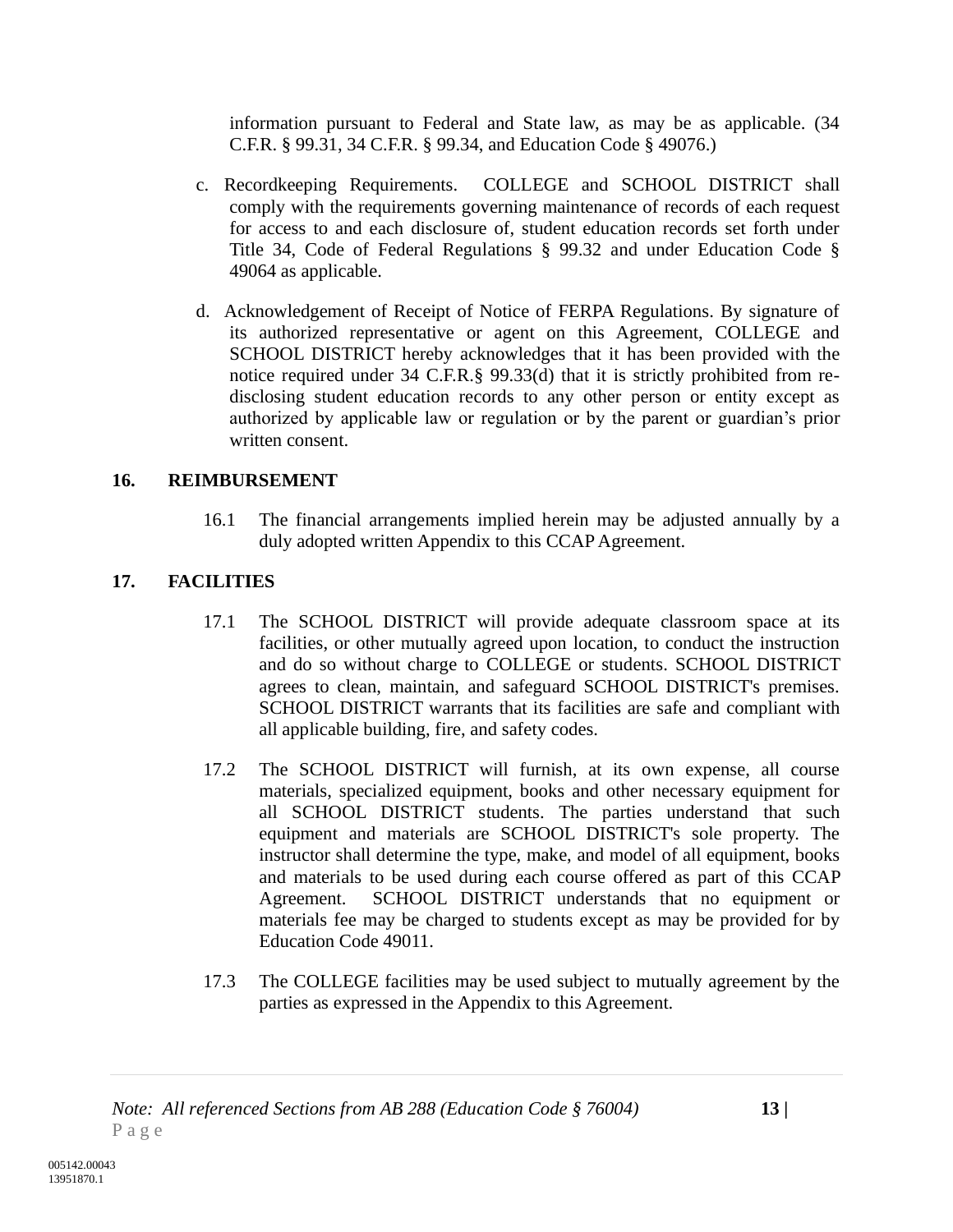information pursuant to Federal and State law, as may be as applicable. (34 C.F.R. § 99.31, 34 C.F.R. § 99.34, and Education Code § 49076.)

c. Recordkeeping Requirements. COLLEGE and SCHOOL DISTRICT shall comply with the requirements governing maintenance of records of each request for access to and each disclosure of, student education records set forth under Title 34, Code of Federal Regulations § 99.32 and under Education Code § 49064 as applicable.

d. Acknowledgement of Receipt of Notice of FERPA Regulations. By signature of its authorized representative or agent on this Agreement, COLLEGE and SCHOOL DISTRICT hereby acknowledges that it has been provided with the notice required under 34 C.F.R.§ 99.33(d) that it is strictly prohibited from re-disclosing student education records to any other person or entity except as authorized by applicable law or regulation or by the parent or guardian's prior written consent.

**16. REIMBURSEMENT**

16.1 The financial arrangements implied herein may be adjusted annually by a duly adopted written Appendix to this CCAP Agreement.

**17. FACILITIES**

17.1 The SCHOOL DISTRICT will provide adequate classroom space at its facilities, or other mutually agreed upon location, to conduct the instruction and do so without charge to COLLEGE or students. SCHOOL DISTRICT agrees to clean, maintain, and safeguard SCHOOL DISTRICT's premises. SCHOOL DISTRICT warrants that its facilities are safe and compliant with all applicable building, fire, and safety codes.

17.2 The SCHOOL DISTRICT will furnish, at its own expense, all course materials, specialized equipment, books and other necessary equipment for all SCHOOL DISTRICT students. The parties understand that such equipment and materials are SCHOOL DISTRICT's sole property. The instructor shall determine the type, make, and model of all equipment, books and materials to be used during each course offered as part of this CCAP Agreement. SCHOOL DISTRICT understands that no equipment or materials fee may be charged to students except as may be provided for by Education Code 49011.

17.3 The COLLEGE facilities may be used subject to mutually agreement by the parties as expressed in the Appendix to this Agreement.

*Note: All referenced Sections from AB 288 (Education Code § 76004)*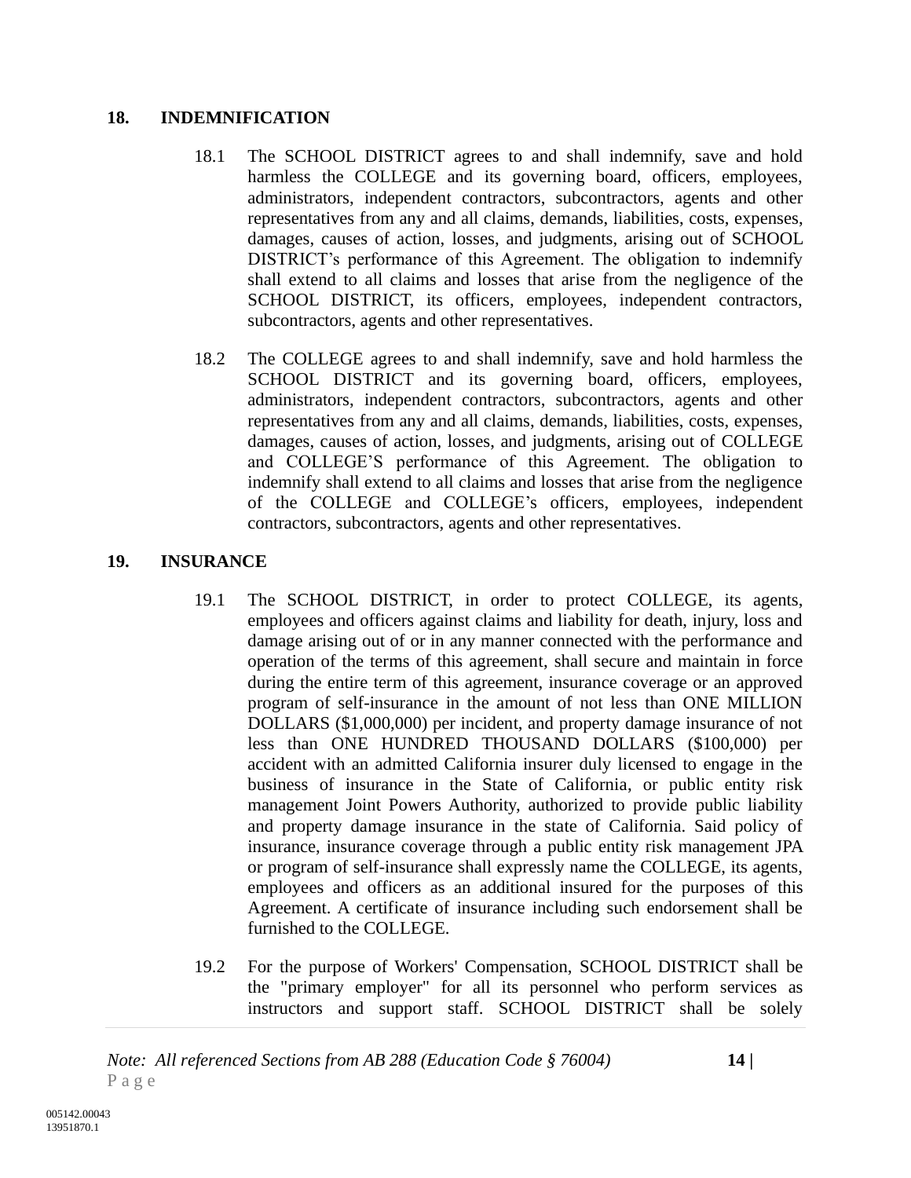## 18. INDEMNIFICATION

18.1 The SCHOOL DISTRICT agrees to and shall indemnify, save and hold harmless the COLLEGE and its governing board, officers, employees, administrators, independent contractors, subcontractors, agents and other representatives from any and all claims, demands, liabilities, costs, expenses, damages, causes of action, losses, and judgments, arising out of SCHOOL DISTRICT's performance of this Agreement. The obligation to indemnify shall extend to all claims and losses that arise from the negligence of the SCHOOL DISTRICT, its officers, employees, independent contractors, subcontractors, agents and other representatives.

18.2 The COLLEGE agrees to and shall indemnify, save and hold harmless the SCHOOL DISTRICT and its governing board, officers, employees, administrators, independent contractors, subcontractors, agents and other representatives from any and all claims, demands, liabilities, costs, expenses, damages, causes of action, losses, and judgments, arising out of COLLEGE and COLLEGE'S performance of this Agreement. The obligation to indemnify shall extend to all claims and losses that arise from the negligence of the COLLEGE and COLLEGE's officers, employees, independent contractors, subcontractors, agents and other representatives.

## 19. INSURANCE

19.1 The SCHOOL DISTRICT, in order to protect COLLEGE, its agents, employees and officers against claims and liability for death, injury, loss and damage arising out of or in any manner connected with the performance and operation of the terms of this agreement, shall secure and maintain in force during the entire term of this agreement, insurance coverage or an approved program of self-insurance in the amount of not less than ONE MILLION DOLLARS ($1,000,000) per incident, and property damage insurance of not less than ONE HUNDRED THOUSAND DOLLARS ($100,000) per accident with an admitted California insurer duly licensed to engage in the business of insurance in the State of California, or public entity risk management Joint Powers Authority, authorized to provide public liability and property damage insurance in the state of California. Said policy of insurance, insurance coverage through a public entity risk management JPA or program of self-insurance shall expressly name the COLLEGE, its agents, employees and officers as an additional insured for the purposes of this Agreement. A certificate of insurance including such endorsement shall be furnished to the COLLEGE.

19.2 For the purpose of Workers' Compensation, SCHOOL DISTRICT shall be the "primary employer" for all its personnel who perform services as instructors and support staff. SCHOOL DISTRICT shall be solely

*Note: All referenced Sections from AB 288 (Education Code § 76004)*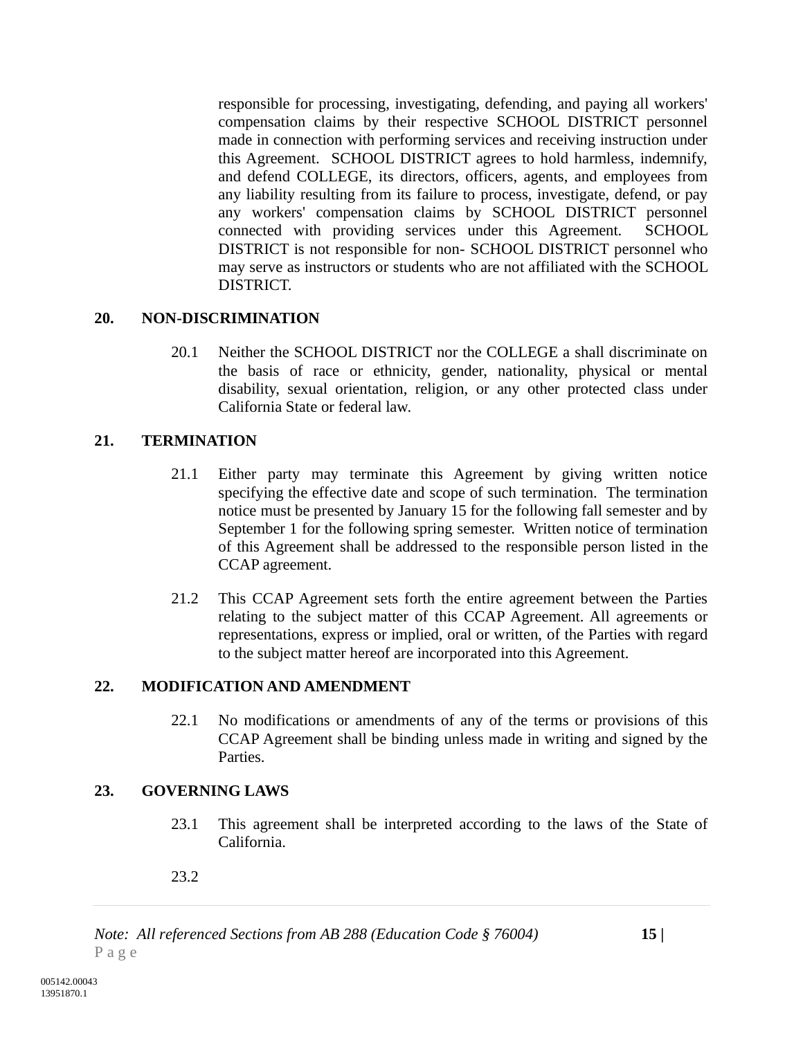responsible for processing, investigating, defending, and paying all workers' compensation claims by their respective SCHOOL DISTRICT personnel made in connection with performing services and receiving instruction under this Agreement. SCHOOL DISTRICT agrees to hold harmless, indemnify, and defend COLLEGE, its directors, officers, agents, and employees from any liability resulting from its failure to process, investigate, defend, or pay any workers' compensation claims by SCHOOL DISTRICT personnel connected with providing services under this Agreement. SCHOOL DISTRICT is not responsible for non- SCHOOL DISTRICT personnel who may serve as instructors or students who are not affiliated with the SCHOOL DISTRICT.

**20. NON-DISCRIMINATION**

20.1 Neither the SCHOOL DISTRICT nor the COLLEGE a shall discriminate on the basis of race or ethnicity, gender, nationality, physical or mental disability, sexual orientation, religion, or any other protected class under California State or federal law.

**21. TERMINATION**

21.1 Either party may terminate this Agreement by giving written notice specifying the effective date and scope of such termination. The termination notice must be presented by January 15 for the following fall semester and by September 1 for the following spring semester. Written notice of termination of this Agreement shall be addressed to the responsible person listed in the CCAP agreement.

21.2 This CCAP Agreement sets forth the entire agreement between the Parties relating to the subject matter of this CCAP Agreement. All agreements or representations, express or implied, oral or written, of the Parties with regard to the subject matter hereof are incorporated into this Agreement.

**22. MODIFICATION AND AMENDMENT**

22.1 No modifications or amendments of any of the terms or provisions of this CCAP Agreement shall be binding unless made in writing and signed by the Parties.

**23. GOVERNING LAWS**

23.1 This agreement shall be interpreted according to the laws of the State of California.

23.2

*Note: All referenced Sections from AB 288 (Education Code § 76004)*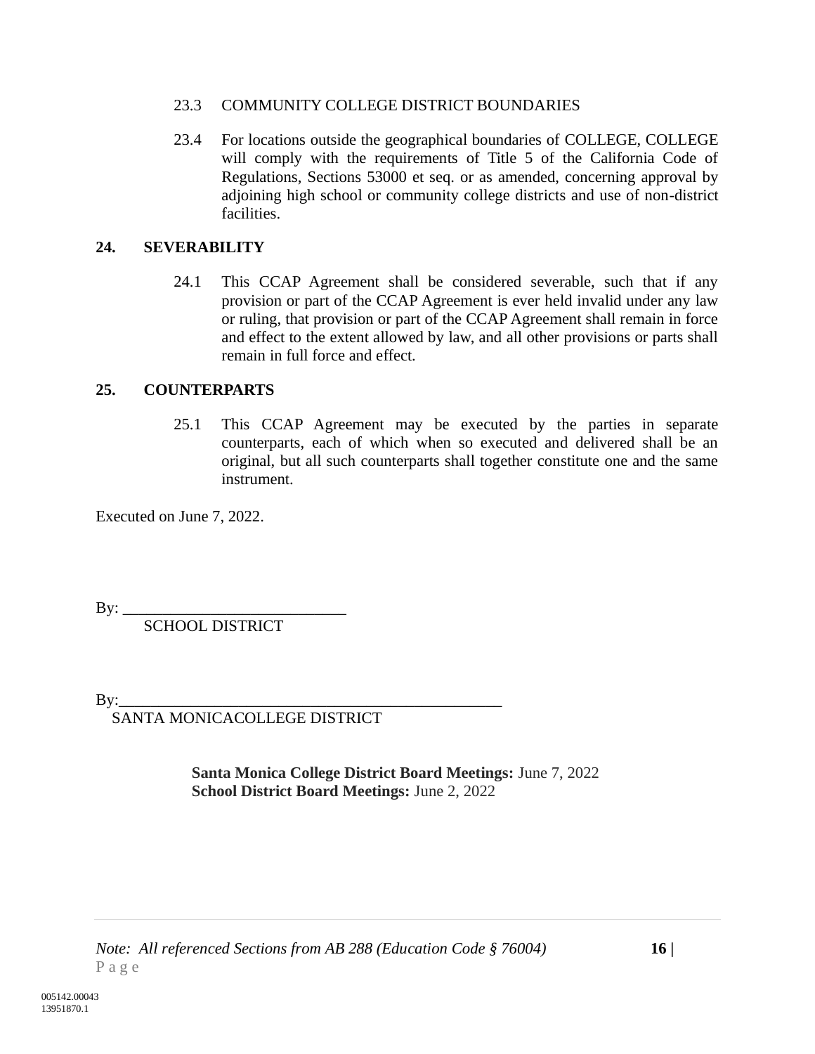23.3 COMMUNITY COLLEGE DISTRICT BOUNDARIES

23.4 For locations outside the geographical boundaries of COLLEGE, COLLEGE will comply with the requirements of Title 5 of the California Code of Regulations, Sections 53000 et seq. or as amended, concerning approval by adjoining high school or community college districts and use of non-district facilities.

**24. SEVERABILITY**

24.1 This CCAP Agreement shall be considered severable, such that if any provision or part of the CCAP Agreement is ever held invalid under any law or ruling, that provision or part of the CCAP Agreement shall remain in force and effect to the extent allowed by law, and all other provisions or parts shall remain in full force and effect.

**25. COUNTERPARTS**

25.1 This CCAP Agreement may be executed by the parties in separate counterparts, each of which when so executed and delivered shall be an original, but all such counterparts shall together constitute one and the same instrument.

Executed on June 7, 2022.

By: ____________________________
SCHOOL DISTRICT

By:_________________________________________________
SANTA MONICACOLLEGE DISTRICT

**Santa Monica College District Board Meetings:** June 7, 2022
**School District Board Meetings:** June 2, 2022

*Note: All referenced Sections from AB 288 (Education Code § 76004)*

005142.00043
13951870.1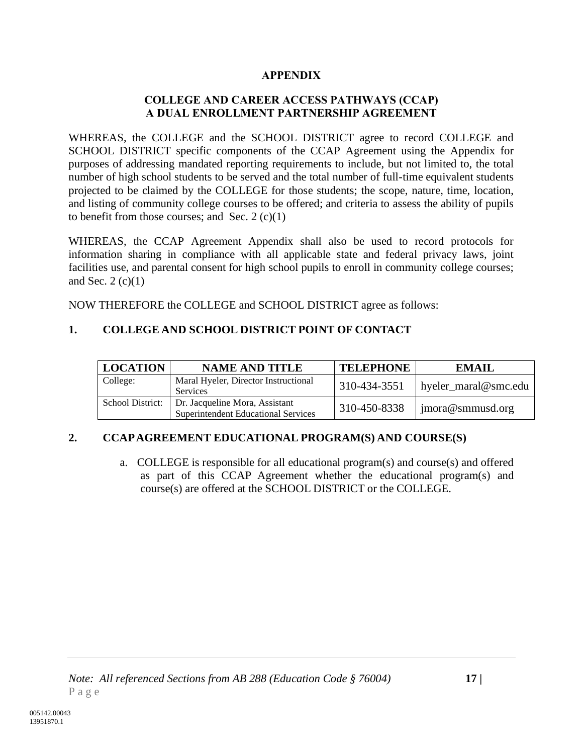**APPENDIX**

**COLLEGE AND CAREER ACCESS PATHWAYS (CCAP)**
**A DUAL ENROLLMENT PARTNERSHIP AGREEMENT**

WHEREAS, the COLLEGE and the SCHOOL DISTRICT agree to record COLLEGE and SCHOOL DISTRICT specific components of the CCAP Agreement using the Appendix for purposes of addressing mandated reporting requirements to include, but not limited to, the total number of high school students to be served and the total number of full-time equivalent students projected to be claimed by the COLLEGE for those students; the scope, nature, time, location, and listing of community college courses to be offered; and criteria to assess the ability of pupils to benefit from those courses; and Sec. 2 (c)(1)

WHEREAS, the CCAP Agreement Appendix shall also be used to record protocols for information sharing in compliance with all applicable state and federal privacy laws, joint facilities use, and parental consent for high school pupils to enroll in community college courses; and Sec. 2 (c)(1)

NOW THEREFORE the COLLEGE and SCHOOL DISTRICT agree as follows:

**1. COLLEGE AND SCHOOL DISTRICT POINT OF CONTACT**

| LOCATION | NAME AND TITLE | TELEPHONE | EMAIL |
|---|---|---|---|
| College: | Maral Hyeler, Director Instructional Services | 310-434-3551 | hyeler_maral@smc.edu |
| School District: | Dr. Jacqueline Mora, Assistant Superintendent Educational Services | 310-450-8338 | jmora@smmusd.org |

**2. CCAP AGREEMENT EDUCATIONAL PROGRAM(S) AND COURSE(S)**

a. COLLEGE is responsible for all educational program(s) and course(s) and offered as part of this CCAP Agreement whether the educational program(s) and course(s) are offered at the SCHOOL DISTRICT or the COLLEGE.

*Note: All referenced Sections from AB 288 (Education Code § 76004)*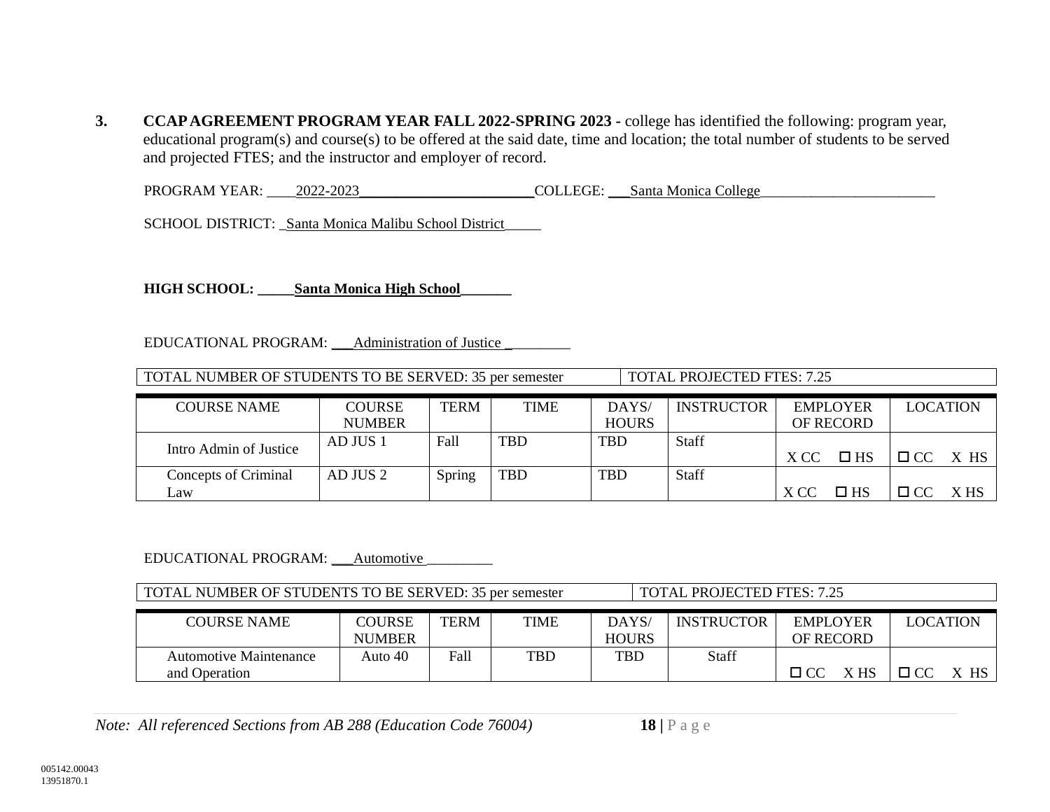**3. CCAP AGREEMENT PROGRAM YEAR FALL 2022-SPRING 2023 -** college has identified the following: program year, educational program(s) and course(s) to be offered at the said date, time and location; the total number of students to be served and projected FTES; and the instructor and employer of record.

PROGRAM YEAR: ____2022-2023________________________COLLEGE: ___Santa Monica College_________________________

SCHOOL DISTRICT: _Santa Monica Malibu School District_____

**HIGH SCHOOL: _____Santa Monica High School_______**

EDUCATIONAL PROGRAM: ___Administration of Justice _________

| TOTAL NUMBER OF STUDENTS TO BE SERVED: 35 per semester | TOTAL PROJECTED FTES: 7.25 |
|---|---|

| COURSE NAME | COURSE NUMBER | TERM | TIME | DAYS/ HOURS | INSTRUCTOR | EMPLOYER OF RECORD | LOCATION |
|---|---|---|---|---|---|---|---|
| Intro Admin of Justice | AD JUS 1 | Fall | TBD | TBD | Staff | X CC ☐ HS | ☐ CC X HS |
| Concepts of Criminal Law | AD JUS 2 | Spring | TBD | TBD | Staff | X CC ☐ HS | ☐ CC X HS |

EDUCATIONAL PROGRAM: ___Automotive _________

| TOTAL NUMBER OF STUDENTS TO BE SERVED: 35 per semester | TOTAL PROJECTED FTES: 7.25 |
|---|---|

| COURSE NAME | COURSE NUMBER | TERM | TIME | DAYS/ HOURS | INSTRUCTOR | EMPLOYER OF RECORD | LOCATION |
|---|---|---|---|---|---|---|---|
| Automotive Maintenance and Operation | Auto 40 | Fall | TBD | TBD | Staff | ☐ CC X HS | ☐ CC X HS |

*Note: All referenced Sections from AB 288 (Education Code 76004)*

005142.00043
13951870.1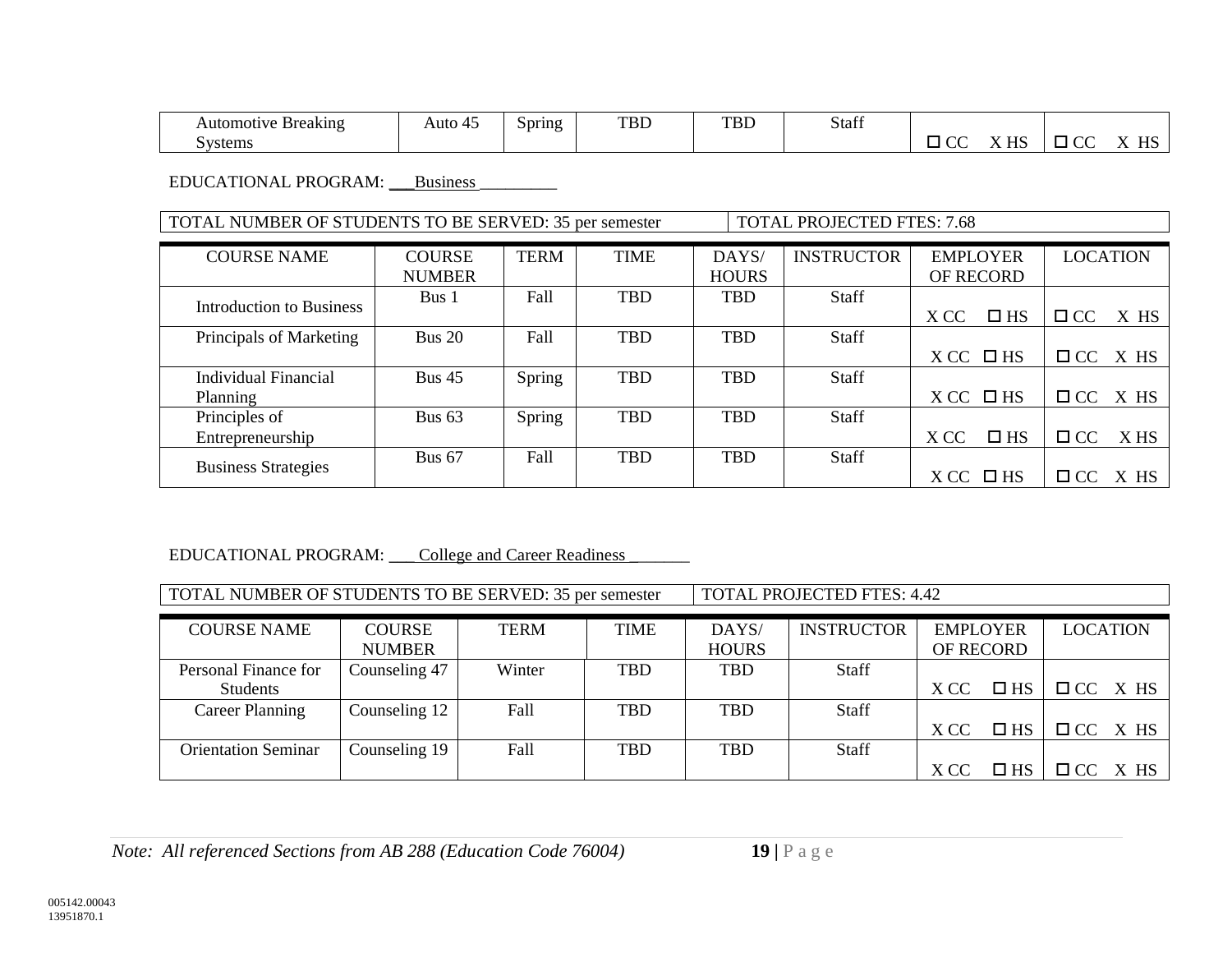| | | | | | | | |
|---|---|---|---|---|---|---|---|
| Automotive Breaking Systems | Auto 45 | Spring | TBD | TBD | Staff | ☐ CC X HS | ☐ CC X HS |

EDUCATIONAL PROGRAM: ___Business_________

| TOTAL NUMBER OF STUDENTS TO BE SERVED: 35 per semester | TOTAL PROJECTED FTES: 7.68 |
|---|---|

| COURSE NAME | COURSE NUMBER | TERM | TIME | DAYS/ HOURS | INSTRUCTOR | EMPLOYER OF RECORD | LOCATION |
|---|---|---|---|---|---|---|---|
| Introduction to Business | Bus 1 | Fall | TBD | TBD | Staff | X CC ☐ HS | ☐ CC X HS |
| Principals of Marketing | Bus 20 | Fall | TBD | TBD | Staff | X CC ☐ HS | ☐ CC X HS |
| Individual Financial Planning | Bus 45 | Spring | TBD | TBD | Staff | X CC ☐ HS | ☐ CC X HS |
| Principles of Entrepreneurship | Bus 63 | Spring | TBD | TBD | Staff | X CC ☐ HS | ☐ CC X HS |
| Business Strategies | Bus 67 | Fall | TBD | TBD | Staff | X CC ☐ HS | ☐ CC X HS |

EDUCATIONAL PROGRAM: ___College and Career Readiness _______

| TOTAL NUMBER OF STUDENTS TO BE SERVED: 35 per semester | TOTAL PROJECTED FTES: 4.42 |
|---|---|

| COURSE NAME | COURSE NUMBER | TERM | TIME | DAYS/ HOURS | INSTRUCTOR | EMPLOYER OF RECORD | LOCATION |
|---|---|---|---|---|---|---|---|
| Personal Finance for Students | Counseling 47 | Winter | TBD | TBD | Staff | X CC ☐ HS | ☐ CC X HS |
| Career Planning | Counseling 12 | Fall | TBD | TBD | Staff | X CC ☐ HS | ☐ CC X HS |
| Orientation Seminar | Counseling 19 | Fall | TBD | TBD | Staff | X CC ☐ HS | ☐ CC X HS |

*Note: All referenced Sections from AB 288 (Education Code 76004)*

005142.00043
13951870.1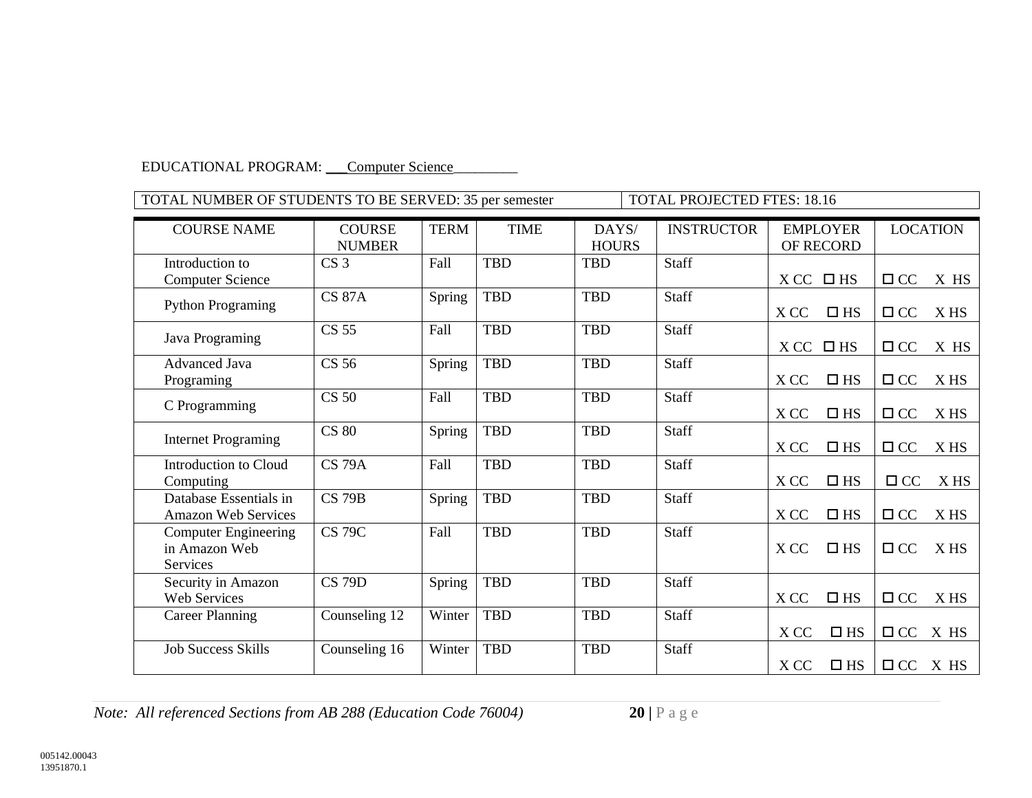EDUCATIONAL PROGRAM: ___Computer Science_________

| TOTAL NUMBER OF STUDENTS TO BE SERVED: 35 per semester | TOTAL PROJECTED FTES: 18.16 |
|---|---|

| COURSE NAME | COURSE NUMBER | TERM | TIME | DAYS/ HOURS | INSTRUCTOR | EMPLOYER OF RECORD | LOCATION |
|---|---|---|---|---|---|---|---|
| Introduction to Computer Science | CS 3 | Fall | TBD | TBD | Staff | X CC ☐ HS | ☐ CC X HS |
| Python Programing | CS 87A | Spring | TBD | TBD | Staff | X CC ☐ HS | ☐ CC X HS |
| Java Programing | CS 55 | Fall | TBD | TBD | Staff | X CC ☐ HS | ☐ CC X HS |
| Advanced Java Programing | CS 56 | Spring | TBD | TBD | Staff | X CC ☐ HS | ☐ CC X HS |
| C Programming | CS 50 | Fall | TBD | TBD | Staff | X CC ☐ HS | ☐ CC X HS |
| Internet Programing | CS 80 | Spring | TBD | TBD | Staff | X CC ☐ HS | ☐ CC X HS |
| Introduction to Cloud Computing | CS 79A | Fall | TBD | TBD | Staff | X CC ☐ HS | ☐ CC X HS |
| Database Essentials in Amazon Web Services | CS 79B | Spring | TBD | TBD | Staff | X CC ☐ HS | ☐ CC X HS |
| Computer Engineering in Amazon Web Services | CS 79C | Fall | TBD | TBD | Staff | X CC ☐ HS | ☐ CC X HS |
| Security in Amazon Web Services | CS 79D | Spring | TBD | TBD | Staff | X CC ☐ HS | ☐ CC X HS |
| Career Planning | Counseling 12 | Winter | TBD | TBD | Staff | X CC ☐ HS | ☐ CC X HS |
| Job Success Skills | Counseling 16 | Winter | TBD | TBD | Staff | X CC ☐ HS | ☐ CC X HS |

*Note: All referenced Sections from AB 288 (Education Code 76004)*

005142.00043
13951870.1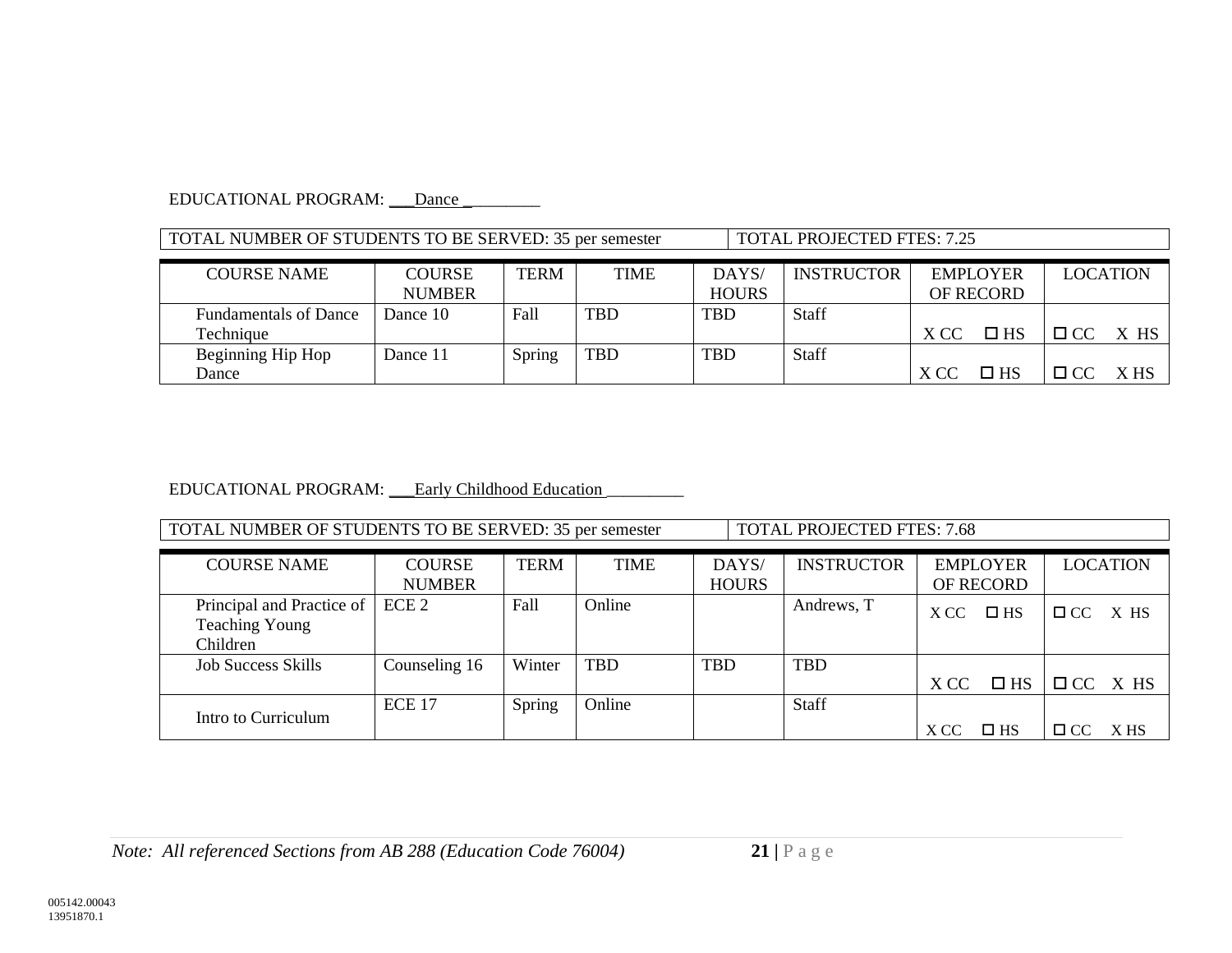EDUCATIONAL PROGRAM: ___Dance _________

| TOTAL NUMBER OF STUDENTS TO BE SERVED: 35 per semester | TOTAL PROJECTED FTES: 7.25 |
|---|---|

| COURSE NAME | COURSE NUMBER | TERM | TIME | DAYS/ HOURS | INSTRUCTOR | EMPLOYER OF RECORD | LOCATION |
|---|---|---|---|---|---|---|---|
| Fundamentals of Dance Technique | Dance 10 | Fall | TBD | TBD | Staff | X CC ☐ HS | ☐ CC X HS |
| Beginning Hip Hop Dance | Dance 11 | Spring | TBD | TBD | Staff | X CC ☐ HS | ☐ CC X HS |

EDUCATIONAL PROGRAM: ___Early Childhood Education _________

| TOTAL NUMBER OF STUDENTS TO BE SERVED: 35 per semester | TOTAL PROJECTED FTES: 7.68 |
|---|---|

| COURSE NAME | COURSE NUMBER | TERM | TIME | DAYS/ HOURS | INSTRUCTOR | EMPLOYER OF RECORD | LOCATION |
|---|---|---|---|---|---|---|---|
| Principal and Practice of Teaching Young Children | ECE 2 | Fall | Online | | Andrews, T | X CC ☐ HS | ☐ CC X HS |
| Job Success Skills | Counseling 16 | Winter | TBD | TBD | TBD | X CC ☐ HS | ☐ CC X HS |
| Intro to Curriculum | ECE 17 | Spring | Online | | Staff | X CC ☐ HS | ☐ CC X HS |

*Note: All referenced Sections from AB 288 (Education Code 76004)*

005142.00043
13951870.1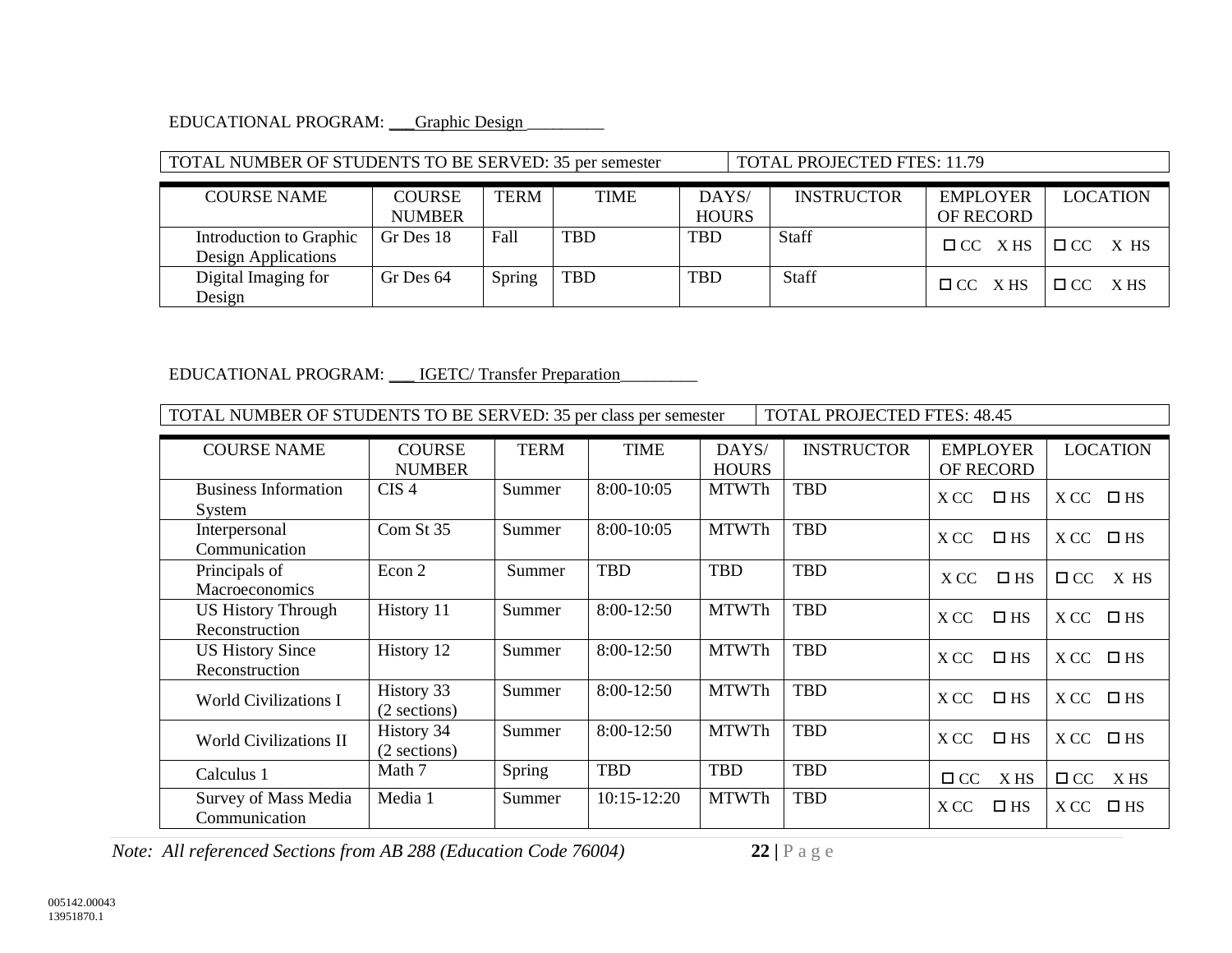EDUCATIONAL PROGRAM: ___Graphic Design _________

| TOTAL NUMBER OF STUDENTS TO BE SERVED: 35 per semester | TOTAL PROJECTED FTES: 11.79 |
|---|---|

| COURSE NAME | COURSE NUMBER | TERM | TIME | DAYS/ HOURS | INSTRUCTOR | EMPLOYER OF RECORD | LOCATION |
|---|---|---|---|---|---|---|---|
| Introduction to Graphic Design Applications | Gr Des 18 | Fall | TBD | TBD | Staff | ☐ CC X HS | ☐ CC X HS |
| Digital Imaging for Design | Gr Des 64 | Spring | TBD | TBD | Staff | ☐ CC X HS | ☐ CC X HS |

EDUCATIONAL PROGRAM: ___ IGETC/ Transfer Preparation_________

| TOTAL NUMBER OF STUDENTS TO BE SERVED: 35 per class per semester | TOTAL PROJECTED FTES: 48.45 |
|---|---|

| COURSE NAME | COURSE NUMBER | TERM | TIME | DAYS/ HOURS | INSTRUCTOR | EMPLOYER OF RECORD | LOCATION |
|---|---|---|---|---|---|---|---|
| Business Information System | CIS 4 | Summer | 8:00-10:05 | MTWTh | TBD | X CC ☐ HS | X CC ☐ HS |
| Interpersonal Communication | Com St 35 | Summer | 8:00-10:05 | MTWTh | TBD | X CC ☐ HS | X CC ☐ HS |
| Principals of Macroeconomics | Econ 2 | Summer | TBD | TBD | TBD | X CC ☐ HS | ☐ CC X HS |
| US History Through Reconstruction | History 11 | Summer | 8:00-12:50 | MTWTh | TBD | X CC ☐ HS | X CC ☐ HS |
| US History Since Reconstruction | History 12 | Summer | 8:00-12:50 | MTWTh | TBD | X CC ☐ HS | X CC ☐ HS |
| World Civilizations I | History 33 (2 sections) | Summer | 8:00-12:50 | MTWTh | TBD | X CC ☐ HS | X CC ☐ HS |
| World Civilizations II | History 34 (2 sections) | Summer | 8:00-12:50 | MTWTh | TBD | X CC ☐ HS | X CC ☐ HS |
| Calculus 1 | Math 7 | Spring | TBD | TBD | TBD | ☐ CC X HS | ☐ CC X HS |
| Survey of Mass Media Communication | Media 1 | Summer | 10:15-12:20 | MTWTh | TBD | X CC ☐ HS | X CC ☐ HS |

*Note: All referenced Sections from AB 288 (Education Code 76004)*

005142.00043
13951870.1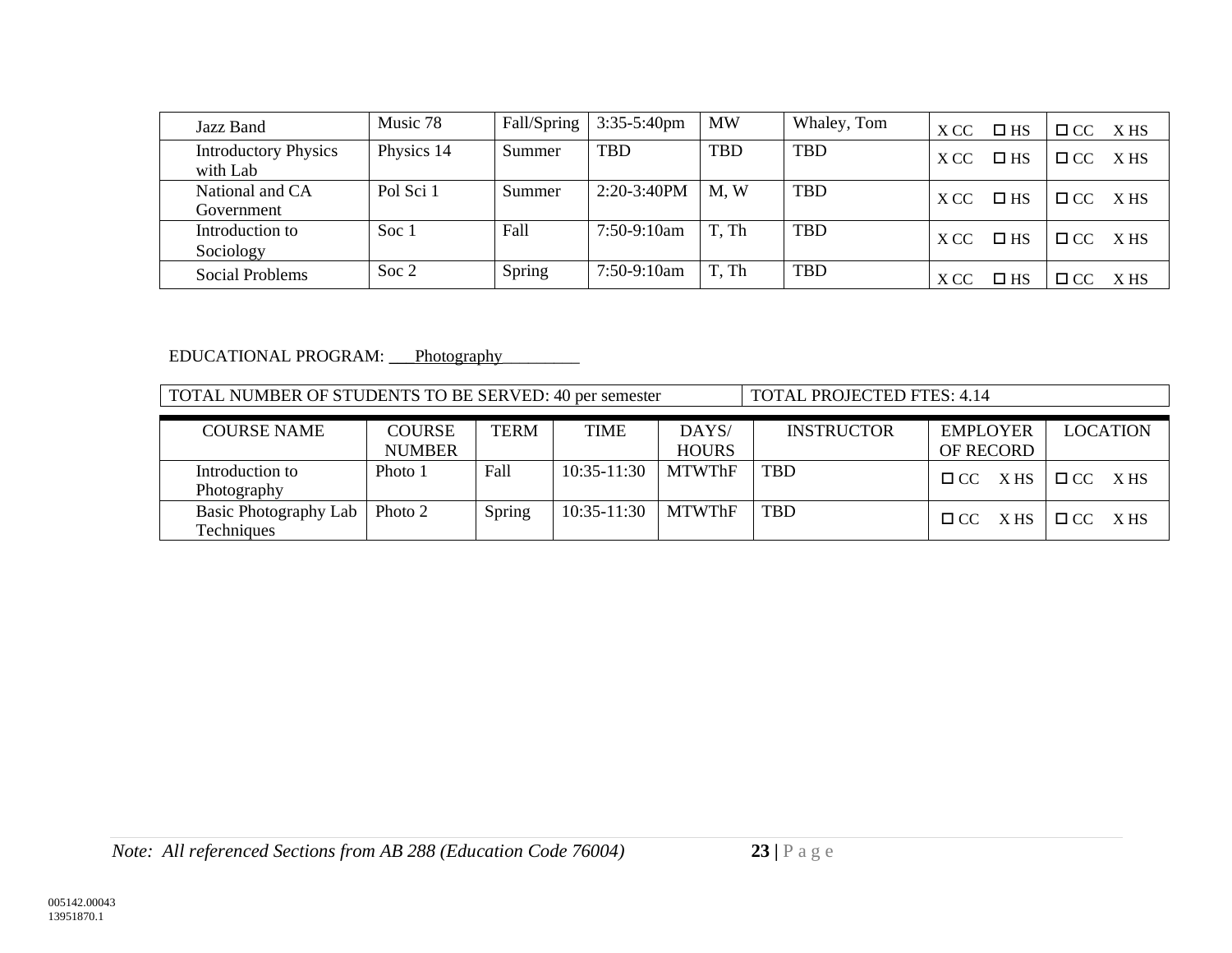| | | | | | | | |
|---|---|---|---|---|---|---|---|
| Jazz Band | Music 78 | Fall/Spring | 3:35-5:40pm | MW | Whaley, Tom | X CC ☐ HS | ☐ CC X HS |
| Introductory Physics with Lab | Physics 14 | Summer | TBD | TBD | TBD | X CC ☐ HS | ☐ CC X HS |
| National and CA Government | Pol Sci 1 | Summer | 2:20-3:40PM | M, W | TBD | X CC ☐ HS | ☐ CC X HS |
| Introduction to Sociology | Soc 1 | Fall | 7:50-9:10am | T, Th | TBD | X CC ☐ HS | ☐ CC X HS |
| Social Problems | Soc 2 | Spring | 7:50-9:10am | T, Th | TBD | X CC ☐ HS | ☐ CC X HS |

EDUCATIONAL PROGRAM: Photography

| TOTAL NUMBER OF STUDENTS TO BE SERVED: 40 per semester | TOTAL PROJECTED FTES: 4.14 |
|---|---|

| COURSE NAME | COURSE NUMBER | TERM | TIME | DAYS/ HOURS | INSTRUCTOR | EMPLOYER OF RECORD | LOCATION |
|---|---|---|---|---|---|---|---|
| Introduction to Photography | Photo 1 | Fall | 10:35-11:30 | MTWThF | TBD | ☐ CC X HS | ☐ CC X HS |
| Basic Photography Lab Techniques | Photo 2 | Spring | 10:35-11:30 | MTWThF | TBD | ☐ CC X HS | ☐ CC X HS |

*Note: All referenced Sections from AB 288 (Education Code 76004)*

005142.00043
13951870.1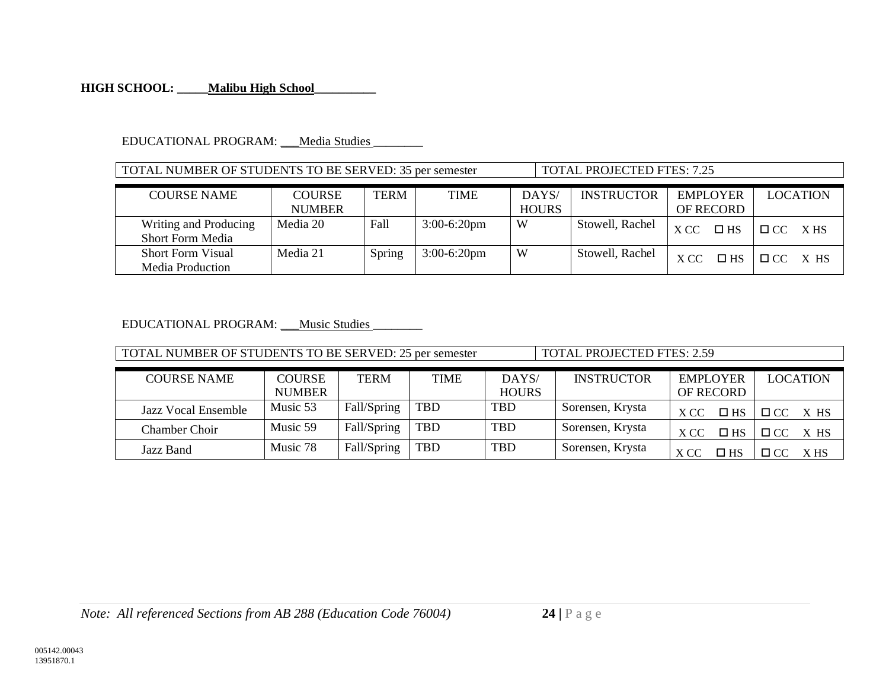**HIGH SCHOOL: _____Malibu High School__________**

EDUCATIONAL PROGRAM: ___Media Studies________

| TOTAL NUMBER OF STUDENTS TO BE SERVED: 35 per semester | TOTAL PROJECTED FTES: 7.25 |
|---|---|

| COURSE NAME | COURSE NUMBER | TERM | TIME | DAYS/ HOURS | INSTRUCTOR | EMPLOYER OF RECORD | LOCATION |
|---|---|---|---|---|---|---|---|
| Writing and Producing Short Form Media | Media 20 | Fall | 3:00-6:20pm | W | Stowell, Rachel | X CC ☐ HS | ☐ CC X HS |
| Short Form Visual Media Production | Media 21 | Spring | 3:00-6:20pm | W | Stowell, Rachel | X CC ☐ HS | ☐ CC X HS |

EDUCATIONAL PROGRAM: ___Music Studies________

| TOTAL NUMBER OF STUDENTS TO BE SERVED: 25 per semester | TOTAL PROJECTED FTES: 2.59 |
|---|---|

| COURSE NAME | COURSE NUMBER | TERM | TIME | DAYS/ HOURS | INSTRUCTOR | EMPLOYER OF RECORD | LOCATION |
|---|---|---|---|---|---|---|---|
| Jazz Vocal Ensemble | Music 53 | Fall/Spring | TBD | TBD | Sorensen, Krysta | X CC ☐ HS | ☐ CC X HS |
| Chamber Choir | Music 59 | Fall/Spring | TBD | TBD | Sorensen, Krysta | X CC ☐ HS | ☐ CC X HS |
| Jazz Band | Music 78 | Fall/Spring | TBD | TBD | Sorensen, Krysta | X CC ☐ HS | ☐ CC X HS |

*Note: All referenced Sections from AB 288 (Education Code 76004)*

005142.00043
13951870.1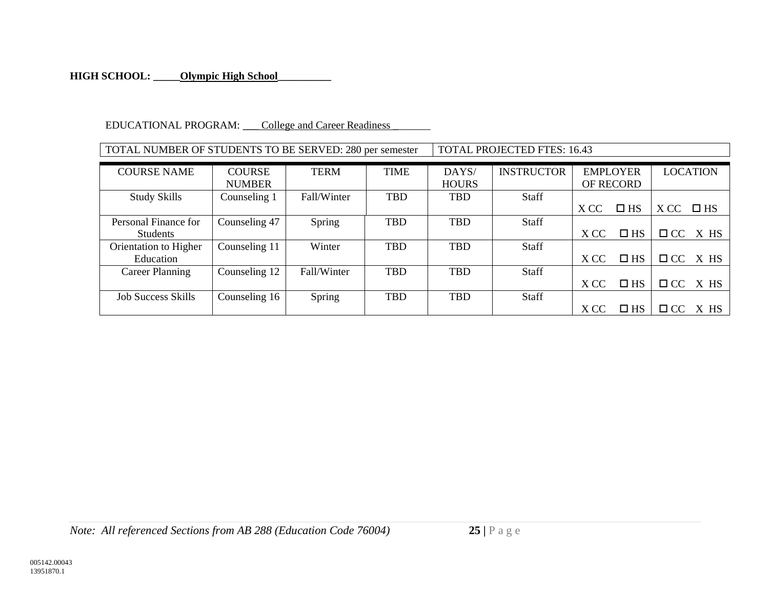**HIGH SCHOOL: _____Olympic High School__________**

EDUCATIONAL PROGRAM: ___College and Career Readiness _______

| TOTAL NUMBER OF STUDENTS TO BE SERVED: 280 per semester | TOTAL PROJECTED FTES: 16.43 |
|---|---|

| COURSE NAME | COURSE NUMBER | TERM | TIME | DAYS/ HOURS | INSTRUCTOR | EMPLOYER OF RECORD | LOCATION |
|---|---|---|---|---|---|---|---|
| Study Skills | Counseling 1 | Fall/Winter | TBD | TBD | Staff | X CC ☐ HS | X CC ☐ HS |
| Personal Finance for Students | Counseling 47 | Spring | TBD | TBD | Staff | X CC ☐ HS | ☐ CC X HS |
| Orientation to Higher Education | Counseling 11 | Winter | TBD | TBD | Staff | X CC ☐ HS | ☐ CC X HS |
| Career Planning | Counseling 12 | Fall/Winter | TBD | TBD | Staff | X CC ☐ HS | ☐ CC X HS |
| Job Success Skills | Counseling 16 | Spring | TBD | TBD | Staff | X CC ☐ HS | ☐ CC X HS |

*Note: All referenced Sections from AB 288 (Education Code 76004)*

005142.00043
13951870.1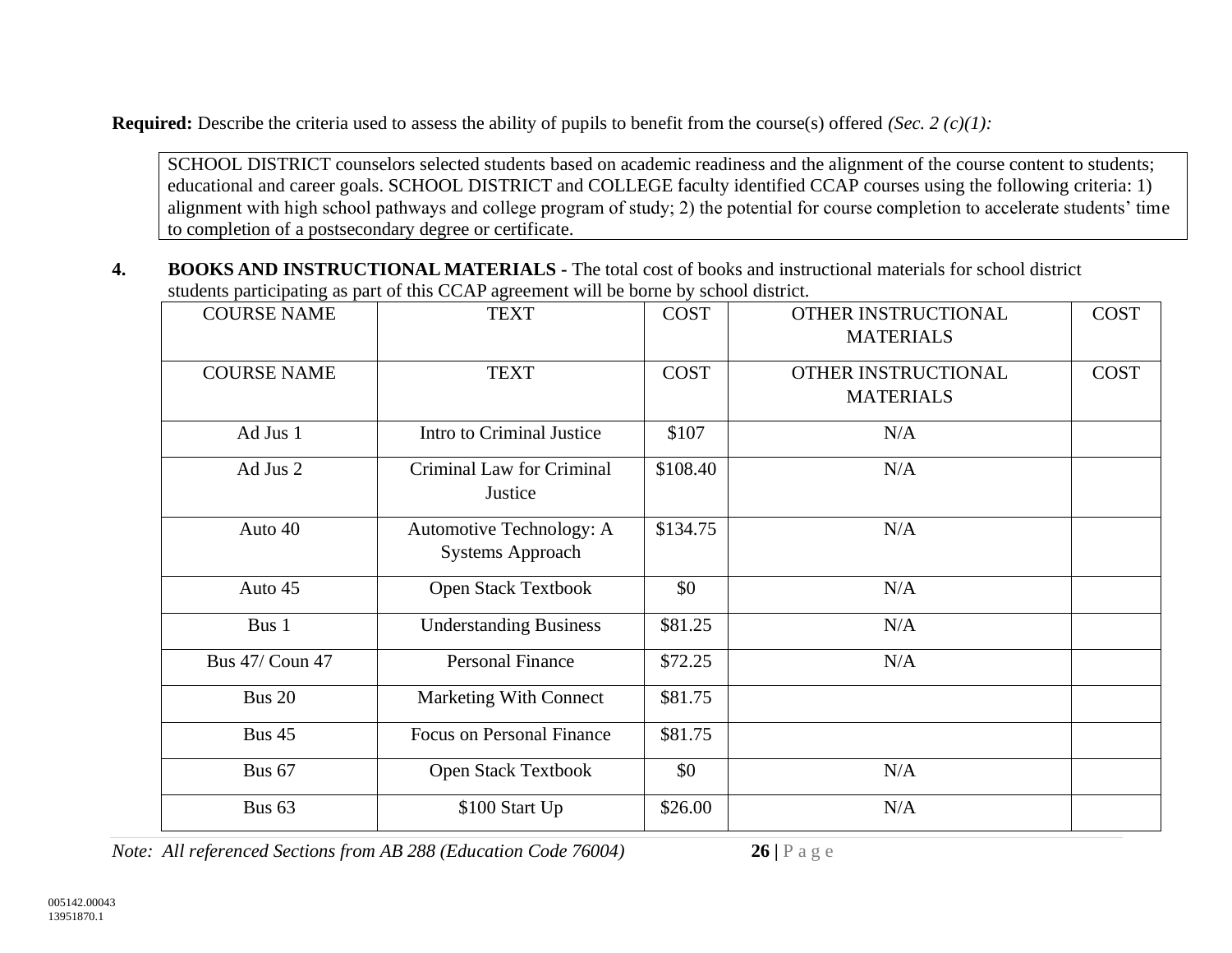**Required:** Describe the criteria used to assess the ability of pupils to benefit from the course(s) offered *(Sec. 2 (c)(1):*

SCHOOL DISTRICT counselors selected students based on academic readiness and the alignment of the course content to students; educational and career goals. SCHOOL DISTRICT and COLLEGE faculty identified CCAP courses using the following criteria: 1) alignment with high school pathways and college program of study; 2) the potential for course completion to accelerate students' time to completion of a postsecondary degree or certificate.

**4. BOOKS AND INSTRUCTIONAL MATERIALS -** The total cost of books and instructional materials for school district students participating as part of this CCAP agreement will be borne by school district.

| COURSE NAME | TEXT | COST | OTHER INSTRUCTIONAL MATERIALS | COST |
|---|---|---|---|---|
| COURSE NAME | TEXT | COST | OTHER INSTRUCTIONAL MATERIALS | COST |
| Ad Jus 1 | Intro to Criminal Justice | $107 | N/A | |
| Ad Jus 2 | Criminal Law for Criminal Justice | $108.40 | N/A | |
| Auto 40 | Automotive Technology: A Systems Approach | $134.75 | N/A | |
| Auto 45 | Open Stack Textbook | $0 | N/A | |
| Bus 1 | Understanding Business | $81.25 | N/A | |
| Bus 47/ Coun 47 | Personal Finance | $72.25 | N/A | |
| Bus 20 | Marketing With Connect | $81.75 | | |
| Bus 45 | Focus on Personal Finance | $81.75 | | |
| Bus 67 | Open Stack Textbook | $0 | N/A | |
| Bus 63 | $100 Start Up | $26.00 | N/A | |

*Note: All referenced Sections from AB 288 (Education Code 76004)*

005142.00043
13951870.1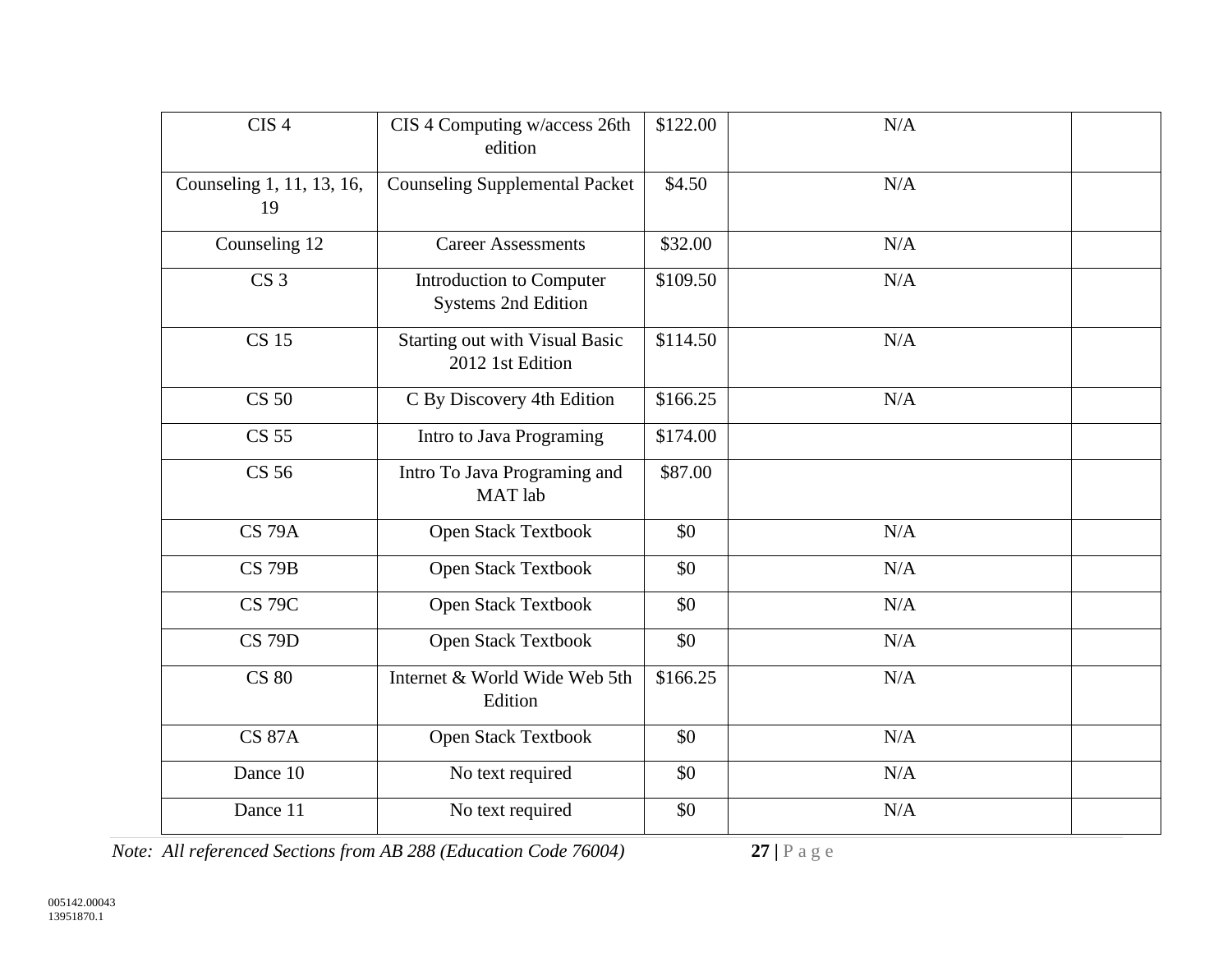| | | | | |
|---|---|---|---|---|
| CIS 4 | CIS 4 Computing w/access 26th edition | $122.00 | N/A | |
| Counseling 1, 11, 13, 16, 19 | Counseling Supplemental Packet | $4.50 | N/A | |
| Counseling 12 | Career Assessments | $32.00 | N/A | |
| CS 3 | Introduction to Computer Systems 2nd Edition | $109.50 | N/A | |
| CS 15 | Starting out with Visual Basic 2012 1st Edition | $114.50 | N/A | |
| CS 50 | C By Discovery 4th Edition | $166.25 | N/A | |
| CS 55 | Intro to Java Programing | $174.00 | | |
| CS 56 | Intro To Java Programing and MAT lab | $87.00 | | |
| CS 79A | Open Stack Textbook | $0 | N/A | |
| CS 79B | Open Stack Textbook | $0 | N/A | |
| CS 79C | Open Stack Textbook | $0 | N/A | |
| CS 79D | Open Stack Textbook | $0 | N/A | |
| CS 80 | Internet & World Wide Web 5th Edition | $166.25 | N/A | |
| CS 87A | Open Stack Textbook | $0 | N/A | |
| Dance 10 | No text required | $0 | N/A | |
| Dance 11 | No text required | $0 | N/A | |

*Note: All referenced Sections from AB 288 (Education Code 76004)*

005142.00043
13951870.1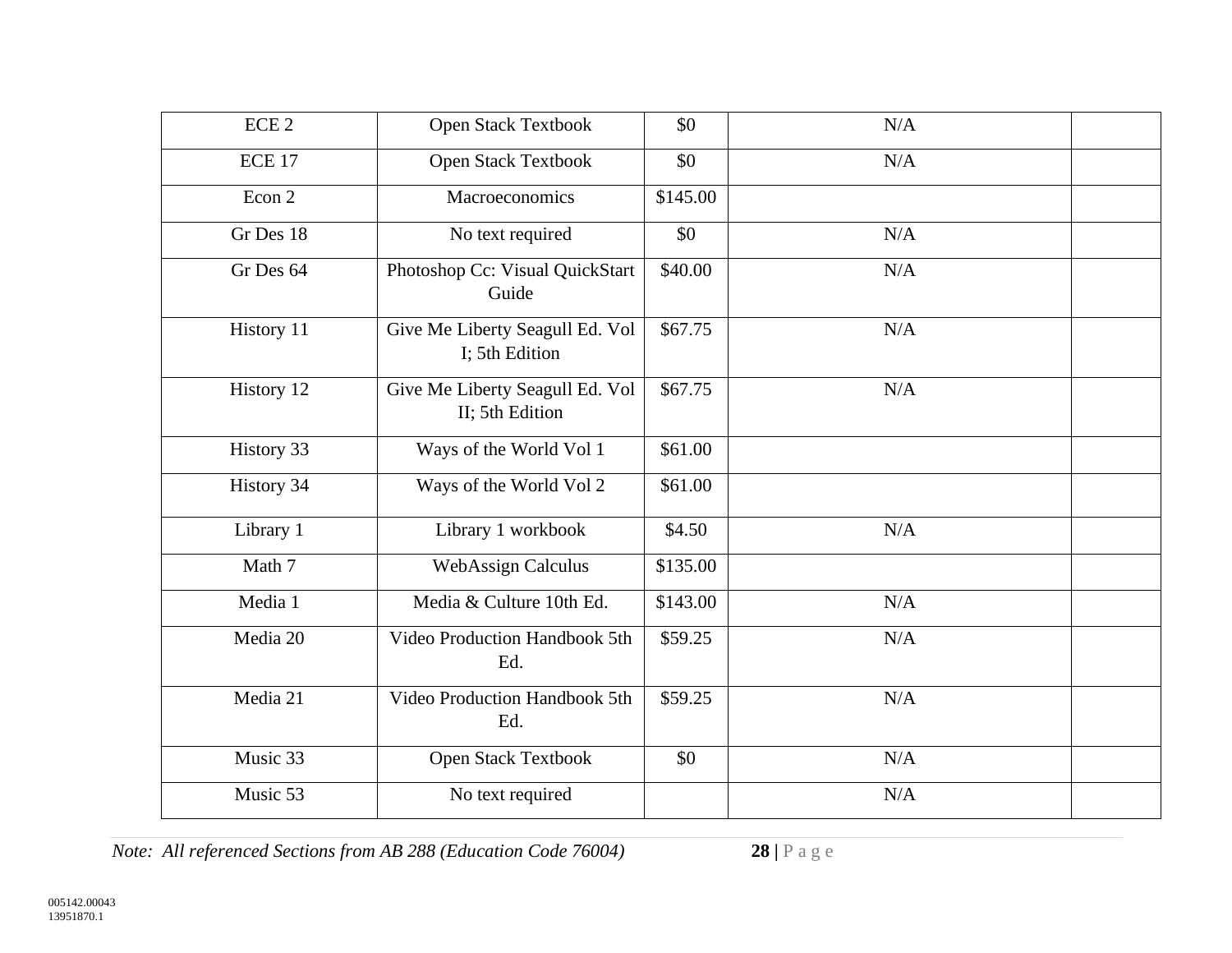| | | | | |
|---|---|---|---|---|
| ECE 2 | Open Stack Textbook | $0 | N/A | |
| ECE 17 | Open Stack Textbook | $0 | N/A | |
| Econ 2 | Macroeconomics | $145.00 | | |
| Gr Des 18 | No text required | $0 | N/A | |
| Gr Des 64 | Photoshop Cc: Visual QuickStart Guide | $40.00 | N/A | |
| History 11 | Give Me Liberty Seagull Ed. Vol I; 5th Edition | $67.75 | N/A | |
| History 12 | Give Me Liberty Seagull Ed. Vol II; 5th Edition | $67.75 | N/A | |
| History 33 | Ways of the World Vol 1 | $61.00 | | |
| History 34 | Ways of the World Vol 2 | $61.00 | | |
| Library 1 | Library 1 workbook | $4.50 | N/A | |
| Math 7 | WebAssign Calculus | $135.00 | | |
| Media 1 | Media & Culture 10th Ed. | $143.00 | N/A | |
| Media 20 | Video Production Handbook 5th Ed. | $59.25 | N/A | |
| Media 21 | Video Production Handbook 5th Ed. | $59.25 | N/A | |
| Music 33 | Open Stack Textbook | $0 | N/A | |
| Music 53 | No text required | | N/A | |

*Note: All referenced Sections from AB 288 (Education Code 76004)*

005142.00043
13951870.1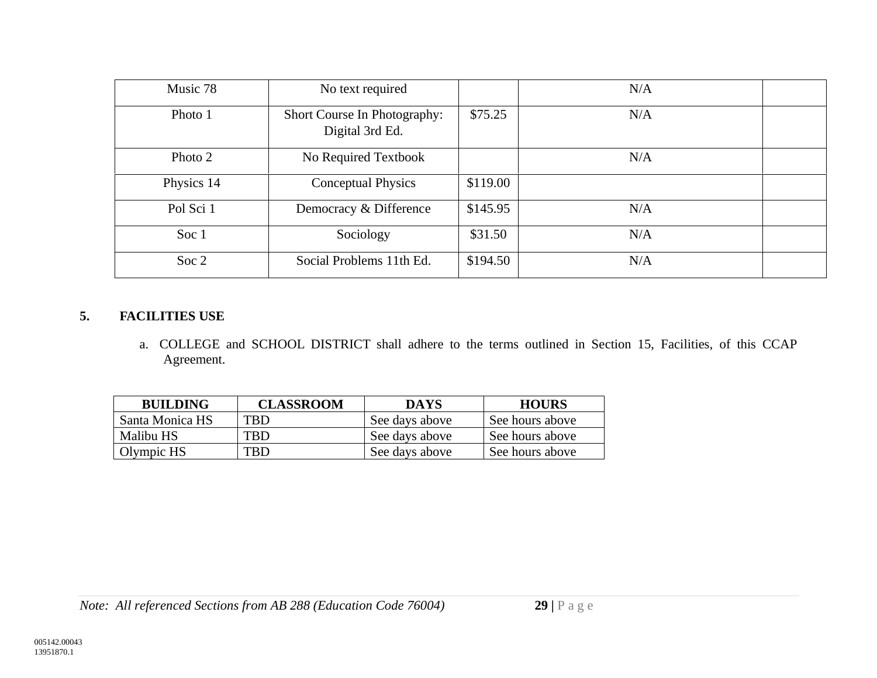| | | | | |
|---|---|---|---|---|
| Music 78 | No text required | | N/A | |
| Photo 1 | Short Course In Photography: Digital 3rd Ed. | $75.25 | N/A | |
| Photo 2 | No Required Textbook | | N/A | |
| Physics 14 | Conceptual Physics | $119.00 | | |
| Pol Sci 1 | Democracy & Difference | $145.95 | N/A | |
| Soc 1 | Sociology | $31.50 | N/A | |
| Soc 2 | Social Problems 11th Ed. | $194.50 | N/A | |

**5. FACILITIES USE**

a. COLLEGE and SCHOOL DISTRICT shall adhere to the terms outlined in Section 15, Facilities, of this CCAP Agreement.

| BUILDING | CLASSROOM | DAYS | HOURS |
|---|---|---|---|
| Santa Monica HS | TBD | See days above | See hours above |
| Malibu HS | TBD | See days above | See hours above |
| Olympic HS | TBD | See days above | See hours above |

*Note: All referenced Sections from AB 288 (Education Code 76004)*

005142.00043
13951870.1